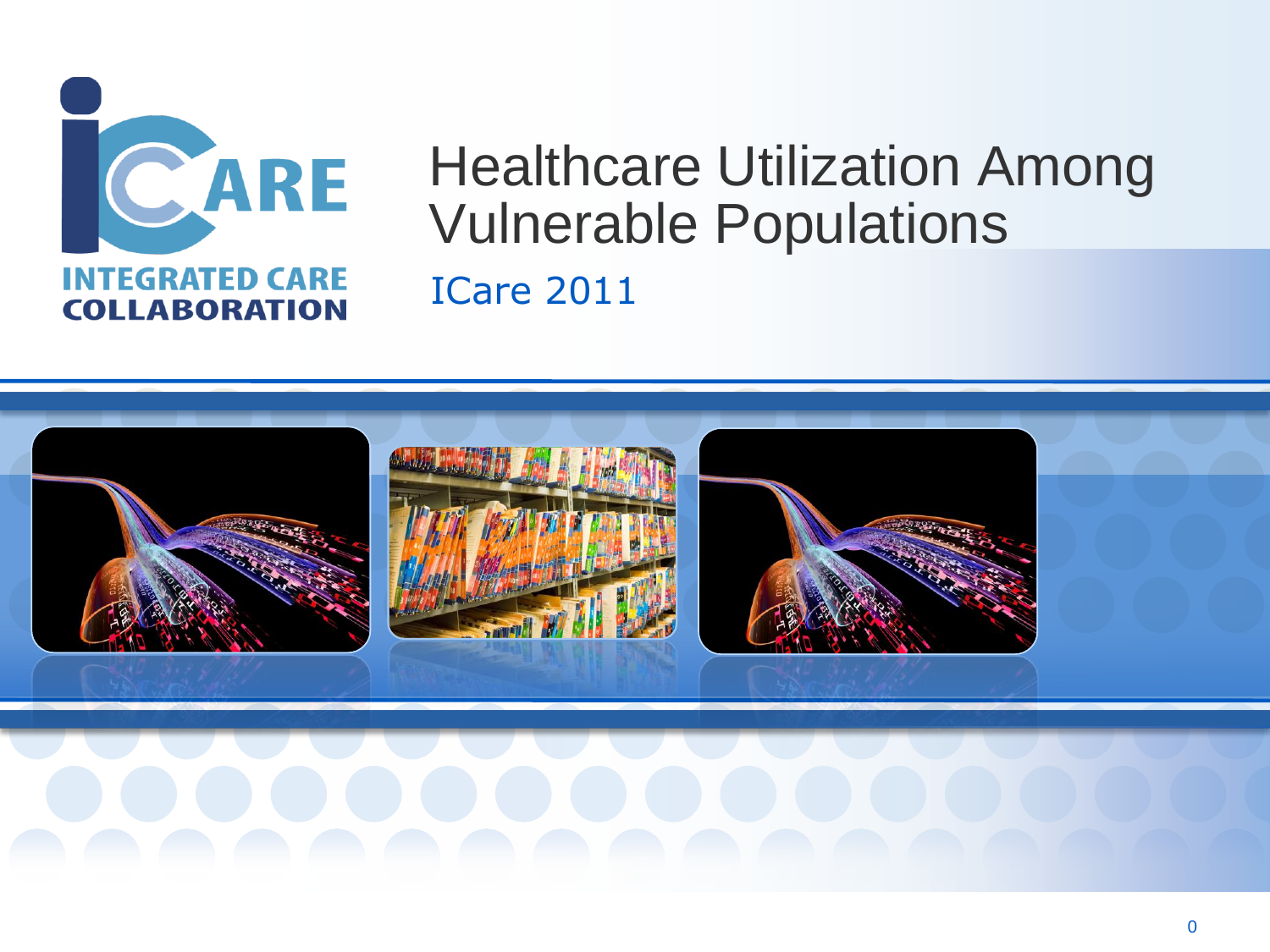ICARE

INTEGRATED CARE COLLABORATION

# Healthcare Utilization Among Vulnerable Populations

ICare 2011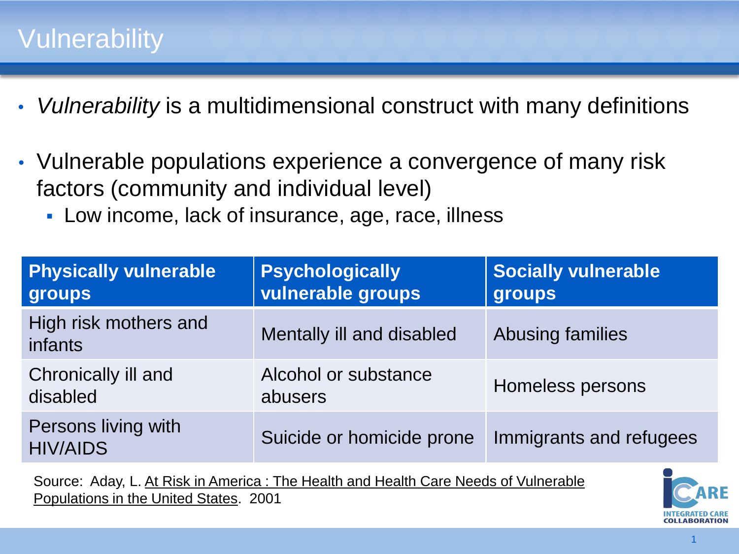# Vulnerability

- *Vulnerability* is a multidimensional construct with many definitions
- Vulnerable populations experience a convergence of many risk factors (community and individual level)
  - Low income, lack of insurance, age, race, illness

| Physically vulnerable groups | Psychologically vulnerable groups | Socially vulnerable groups |
|---|---|---|
| High risk mothers and infants | Mentally ill and disabled | Abusing families |
| Chronically ill and disabled | Alcohol or substance abusers | Homeless persons |
| Persons living with HIV/AIDS | Suicide or homicide prone | Immigrants and refugees |

Source: Aday, L. At Risk in America : The Health and Health Care Needs of Vulnerable Populations in the United States. 2001

ICARE INTEGRATED CARE COLLABORATION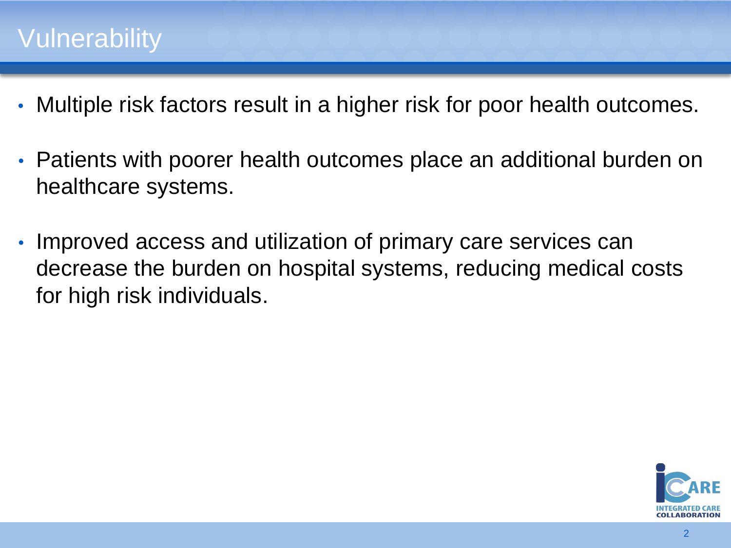# Vulnerability

- Multiple risk factors result in a higher risk for poor health outcomes.
- Patients with poorer health outcomes place an additional burden on healthcare systems.
- Improved access and utilization of primary care services can decrease the burden on hospital systems, reducing medical costs for high risk individuals.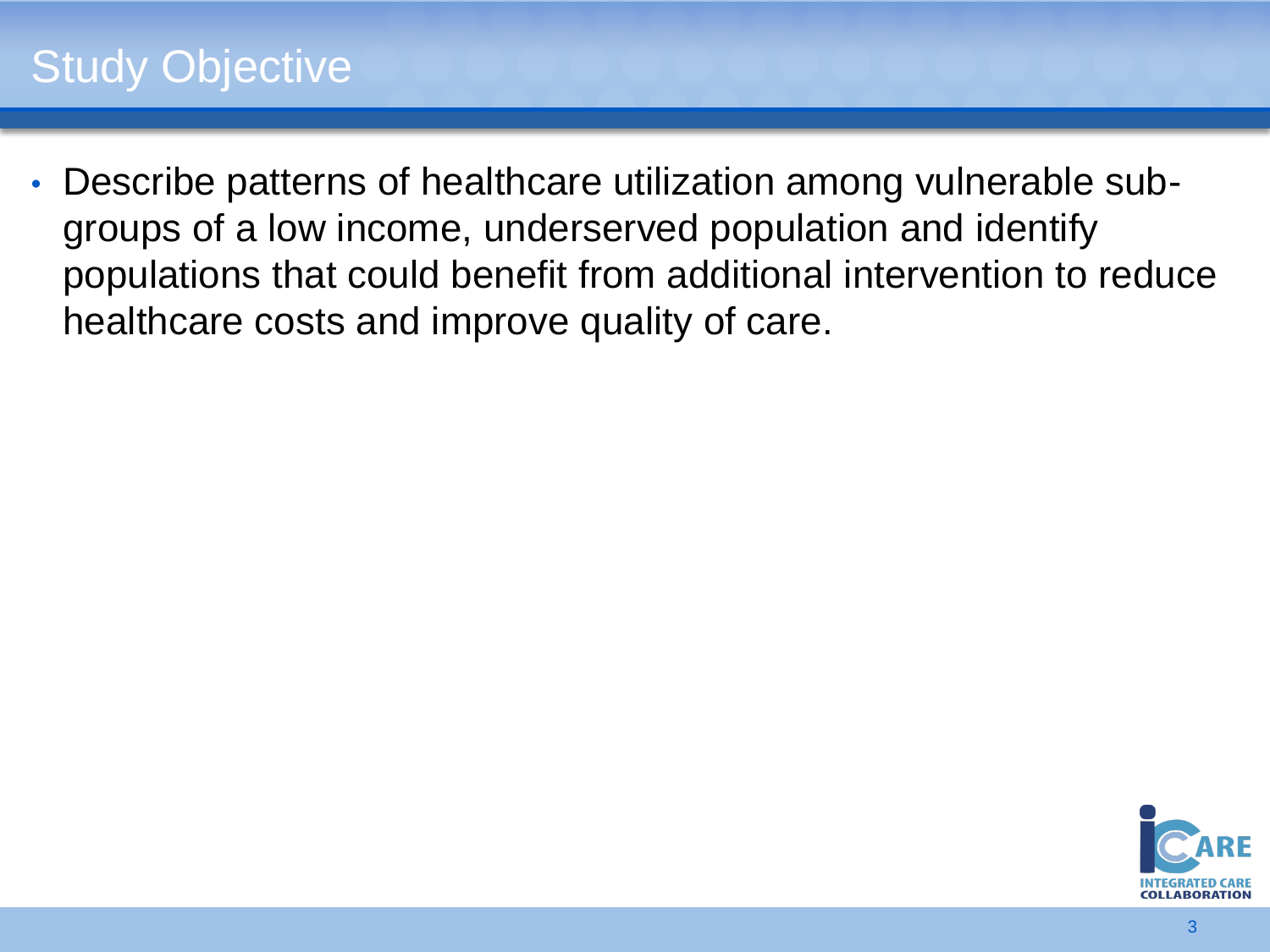# Study Objective

- Describe patterns of healthcare utilization among vulnerable sub-groups of a low income, underserved population and identify populations that could benefit from additional intervention to reduce healthcare costs and improve quality of care.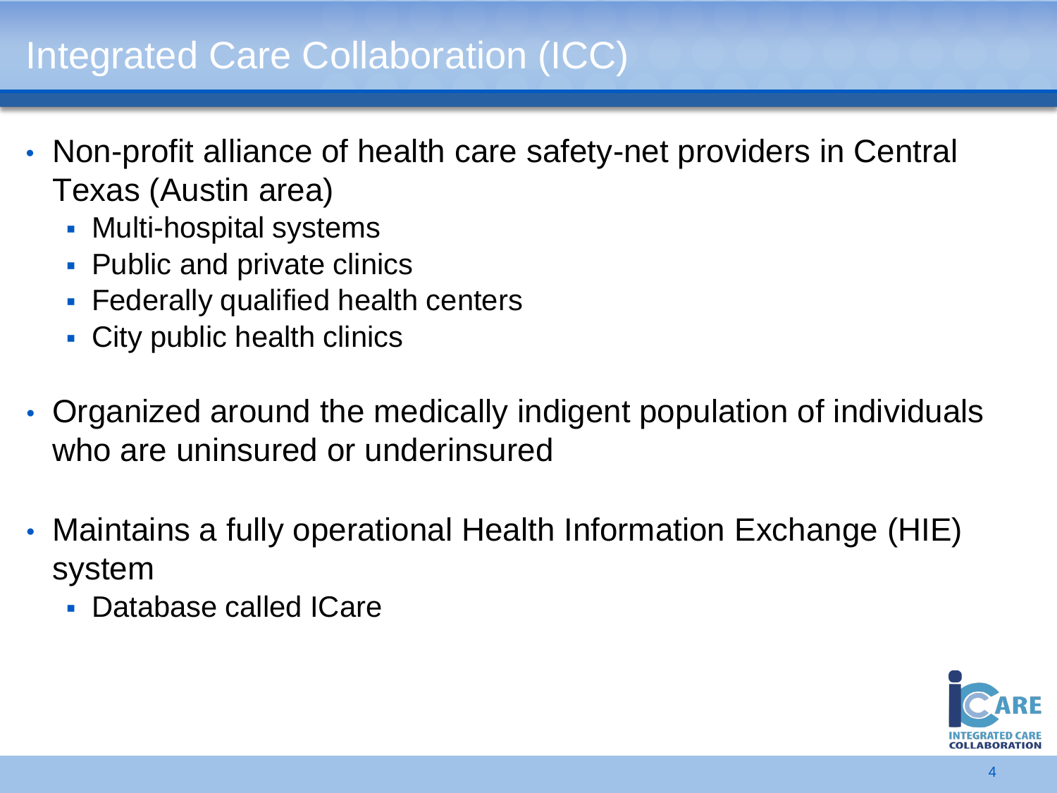# Integrated Care Collaboration (ICC)

- Non-profit alliance of health care safety-net providers in Central Texas (Austin area)
  - Multi-hospital systems
  - Public and private clinics
  - Federally qualified health centers
  - City public health clinics
- Organized around the medically indigent population of individuals who are uninsured or underinsured
- Maintains a fully operational Health Information Exchange (HIE) system
  - Database called ICare

ICARE
INTEGRATED CARE COLLABORATION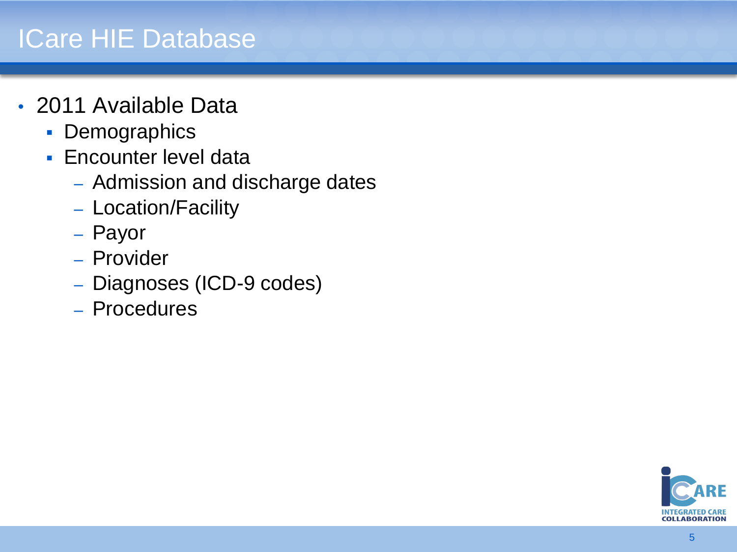# ICare HIE Database

- 2011 Available Data
  - Demographics
  - Encounter level data
    - Admission and discharge dates
    - Location/Facility
    - Payor
    - Provider
    - Diagnoses (ICD-9 codes)
    - Procedures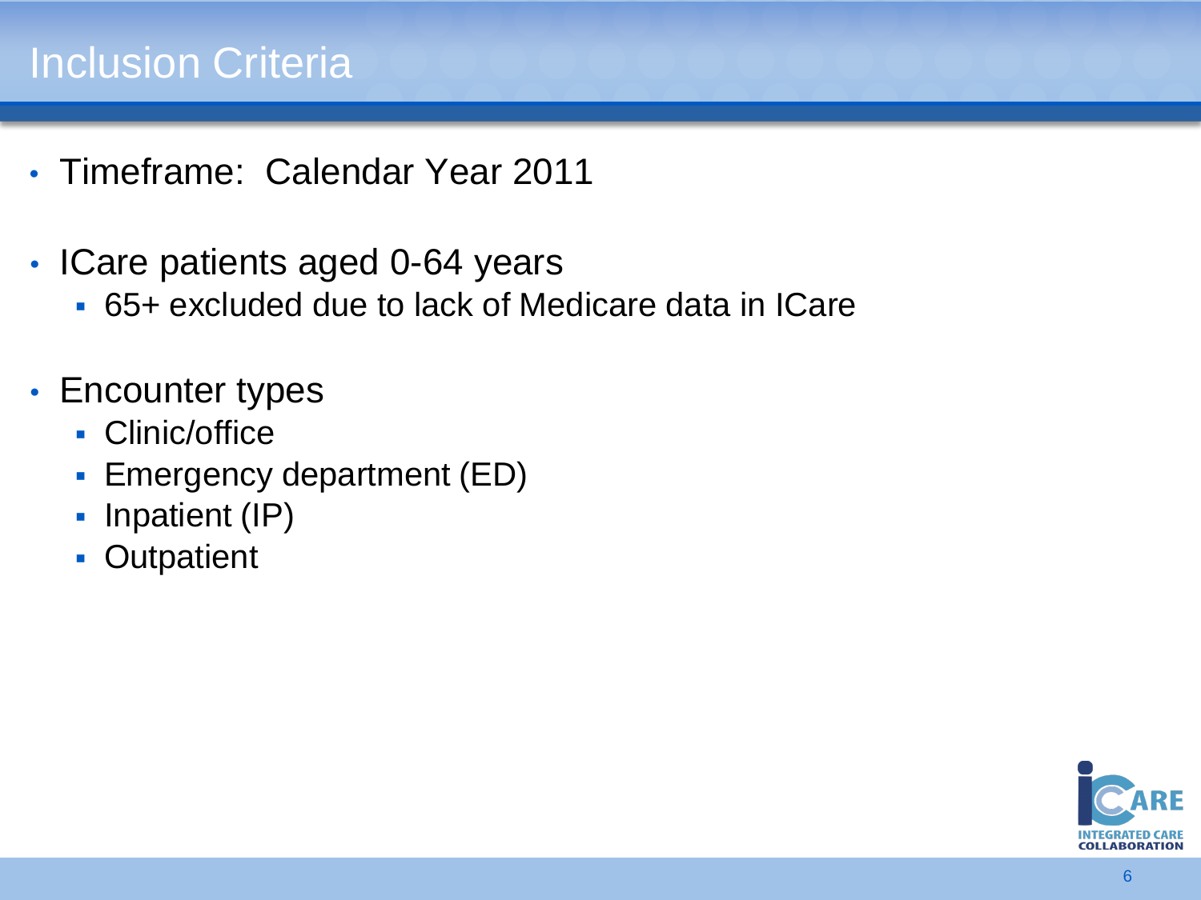# Inclusion Criteria

- Timeframe: Calendar Year 2011
- ICare patients aged 0-64 years
  - 65+ excluded due to lack of Medicare data in ICare
- Encounter types
  - Clinic/office
  - Emergency department (ED)
  - Inpatient (IP)
  - Outpatient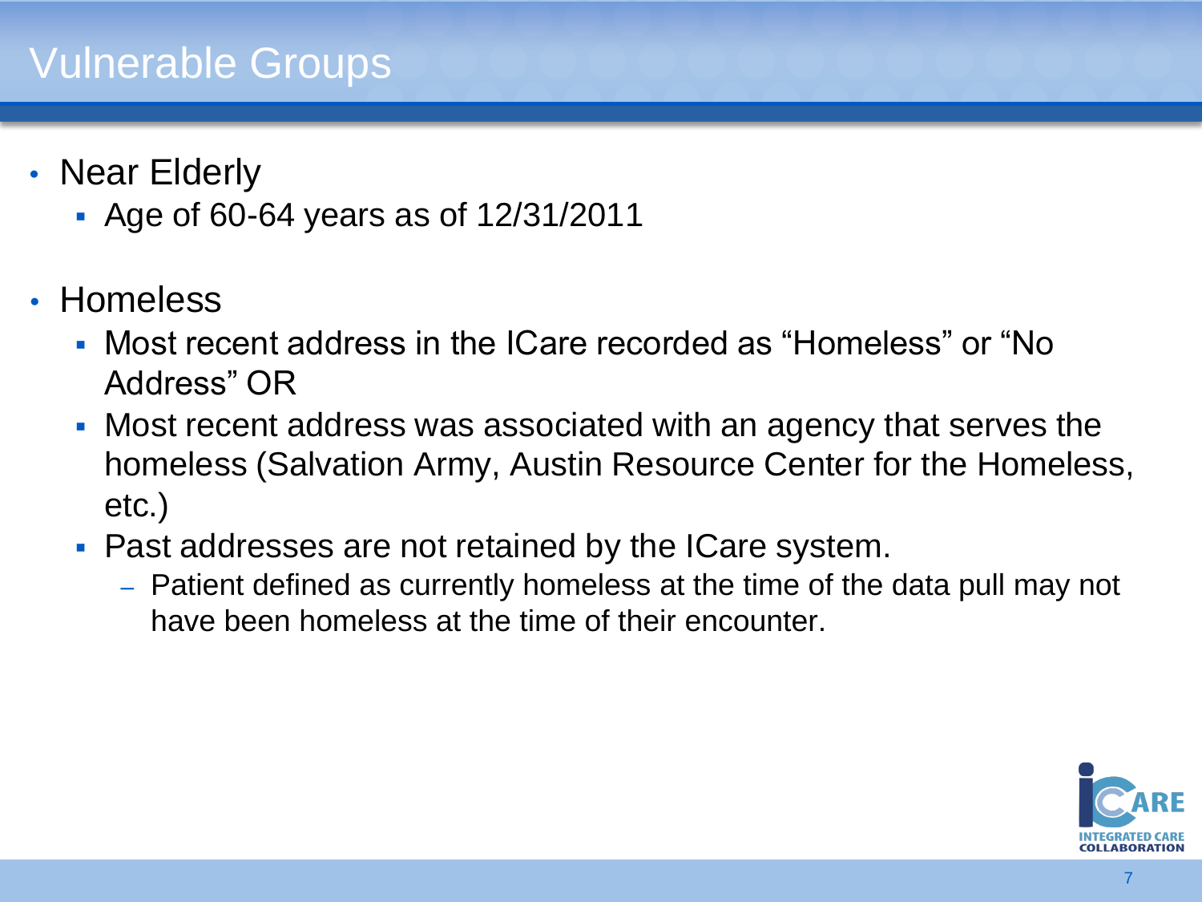# Vulnerable Groups

- Near Elderly
  - Age of 60-64 years as of 12/31/2011
- Homeless
  - Most recent address in the ICare recorded as “Homeless” or “No Address” OR
  - Most recent address was associated with an agency that serves the homeless (Salvation Army, Austin Resource Center for the Homeless, etc.)
  - Past addresses are not retained by the ICare system.
    - Patient defined as currently homeless at the time of the data pull may not have been homeless at the time of their encounter.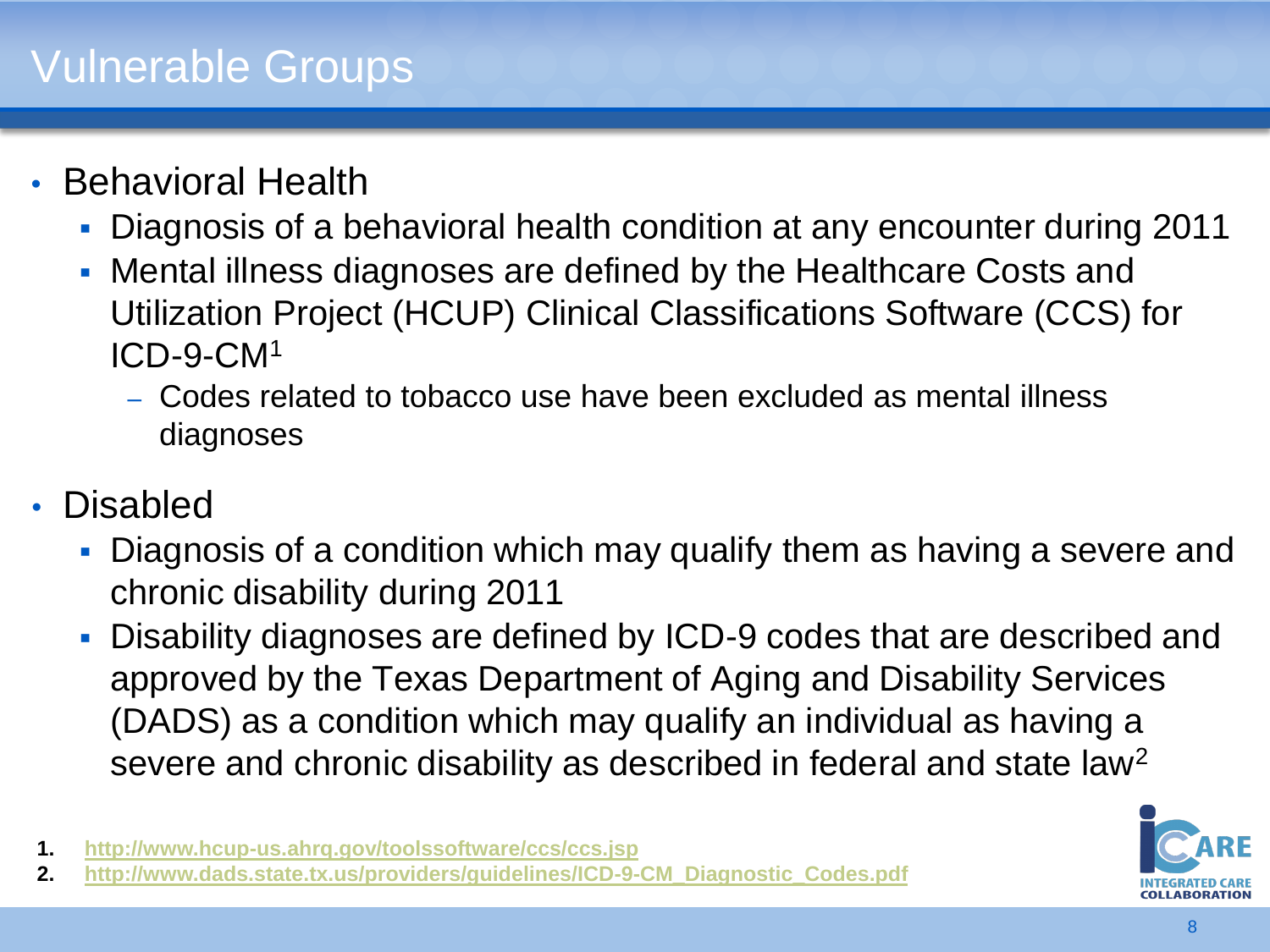# Vulnerable Groups

- Behavioral Health
  - Diagnosis of a behavioral health condition at any encounter during 2011
  - Mental illness diagnoses are defined by the Healthcare Costs and Utilization Project (HCUP) Clinical Classifications Software (CCS) for ICD-9-CM[1]
    - Codes related to tobacco use have been excluded as mental illness diagnoses
- Disabled
  - Diagnosis of a condition which may qualify them as having a severe and chronic disability during 2011
  - Disability diagnoses are defined by ICD-9 codes that are described and approved by the Texas Department of Aging and Disability Services (DADS) as a condition which may qualify an individual as having a severe and chronic disability as described in federal and state law[2]

1. http://www.hcup-us.ahrq.gov/toolssoftware/ccs/ccs.jsp
2. http://www.dads.state.tx.us/providers/guidelines/ICD-9-CM_Diagnostic_Codes.pdf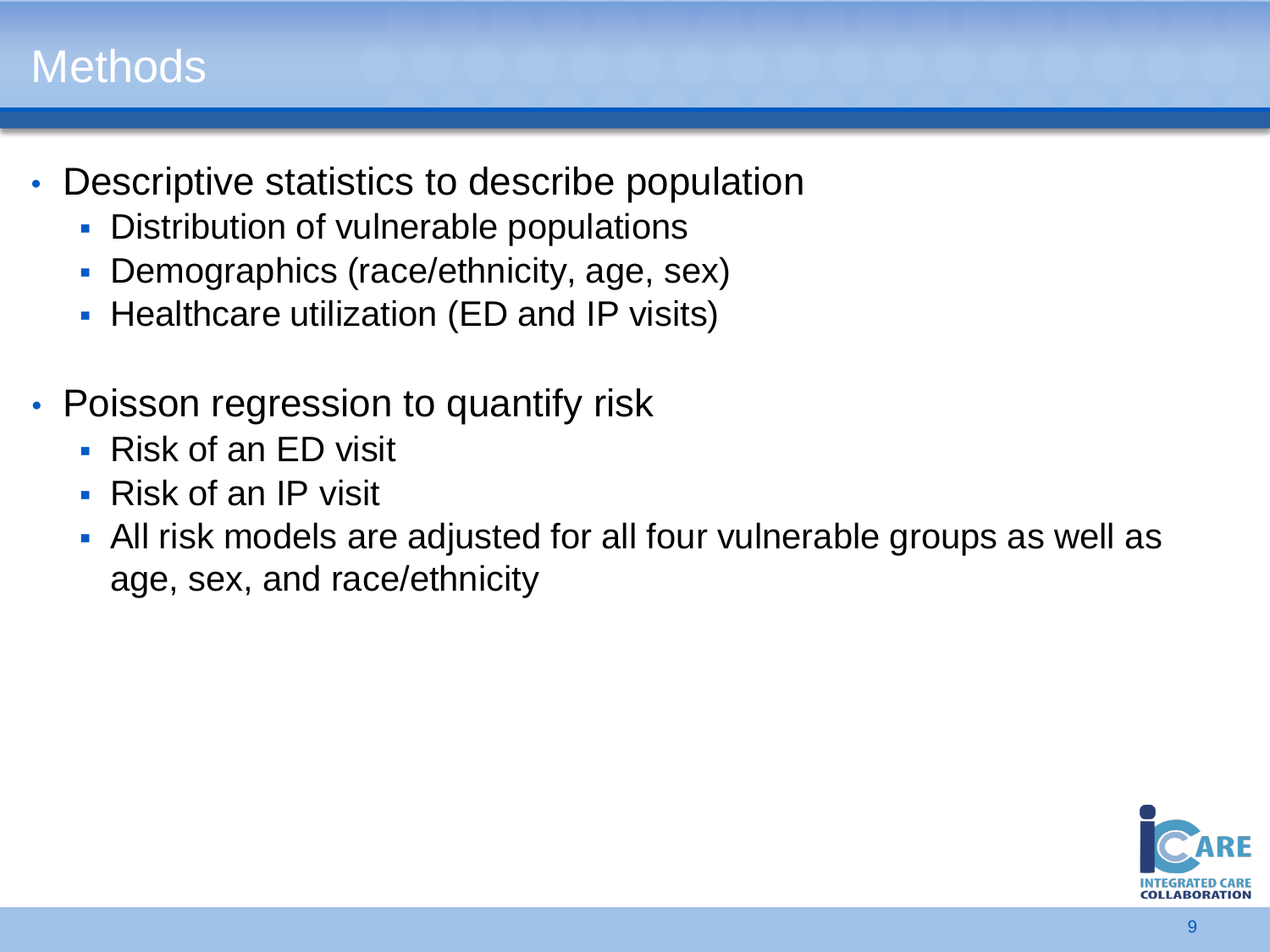# Methods

- Descriptive statistics to describe population
  - Distribution of vulnerable populations
  - Demographics (race/ethnicity, age, sex)
  - Healthcare utilization (ED and IP visits)

- Poisson regression to quantify risk
  - Risk of an ED visit
  - Risk of an IP visit
  - All risk models are adjusted for all four vulnerable groups as well as age, sex, and race/ethnicity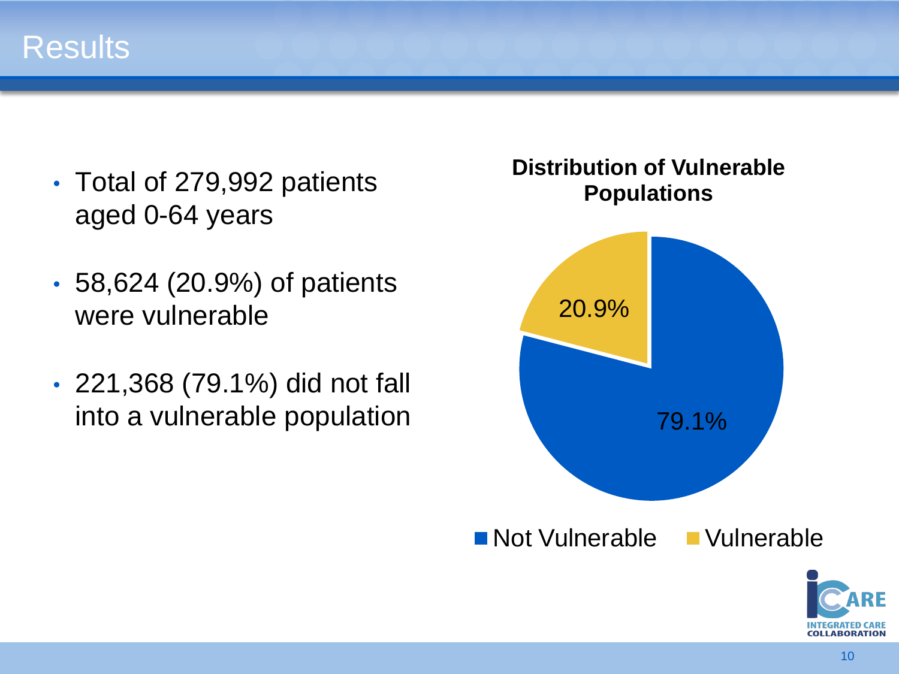# Results

- Total of 279,992 patients aged 0-64 years
- 58,624 (20.9%) of patients were vulnerable
- 221,368 (79.1%) did not fall into a vulnerable population

**Distribution of Vulnerable Populations**

20.9%

79.1%

Not Vulnerable

Vulnerable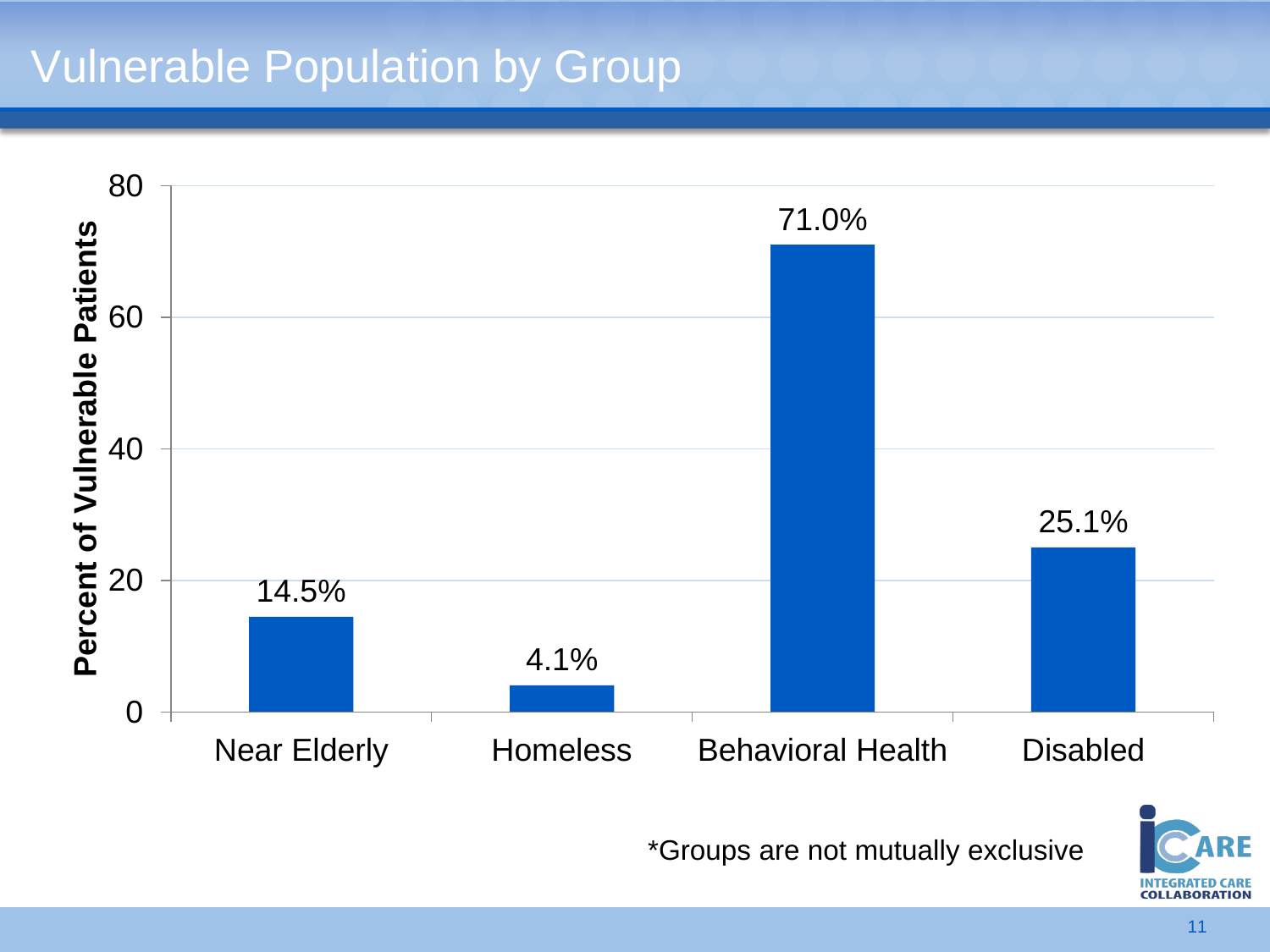# Vulnerable Population by Group

Percent of Vulnerable Patients

80

60

40

20

0

14.5%

4.1%

71.0%

25.1%

Near Elderly

Homeless

Behavioral Health

Disabled

*Groups are not mutually exclusive

iCARE INTEGRATED CARE COLLABORATION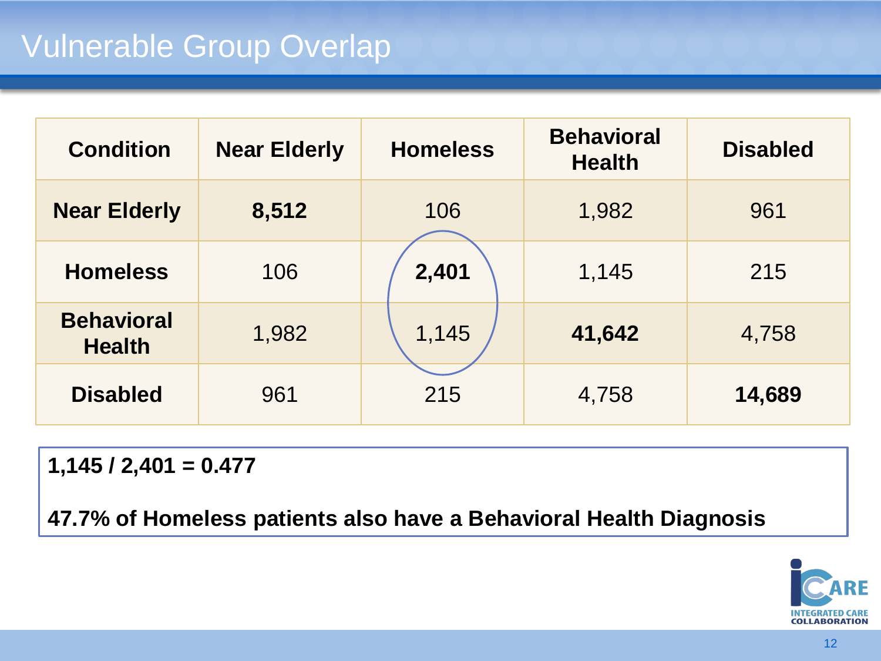# Vulnerable Group Overlap

| Condition | Near Elderly | Homeless | Behavioral Health | Disabled |
|---|---|---|---|---|
| **Near Elderly** | **8,512** | 106 | 1,982 | 961 |
| **Homeless** | 106 | **2,401** | 1,145 | 215 |
| **Behavioral Health** | 1,982 | 1,145 | **41,642** | 4,758 |
| **Disabled** | 961 | 215 | 4,758 | **14,689** |

**1,145 / 2,401 = 0.477**

**47.7% of Homeless patients also have a Behavioral Health Diagnosis**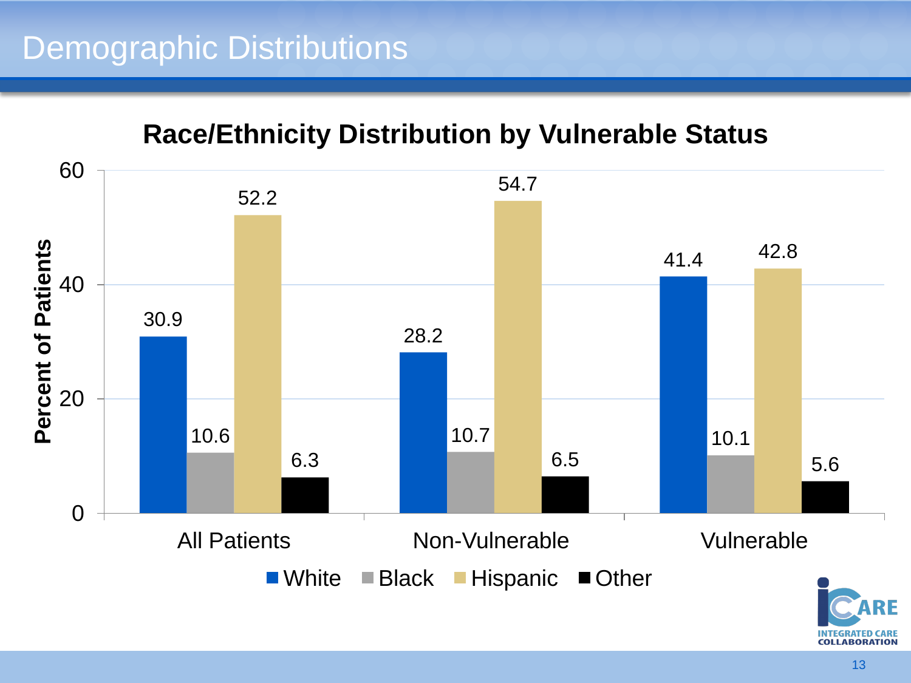# Demographic Distributions

**Race/Ethnicity Distribution by Vulnerable Status**

Percent of Patients

0
20
40
60

30.9
10.6
52.2
6.3

28.2
10.7
54.7
6.5

41.4
10.1
42.8
5.6

All Patients
Non-Vulnerable
Vulnerable

White
Black
Hispanic
Other

iCARE
INTEGRATED CARE COLLABORATION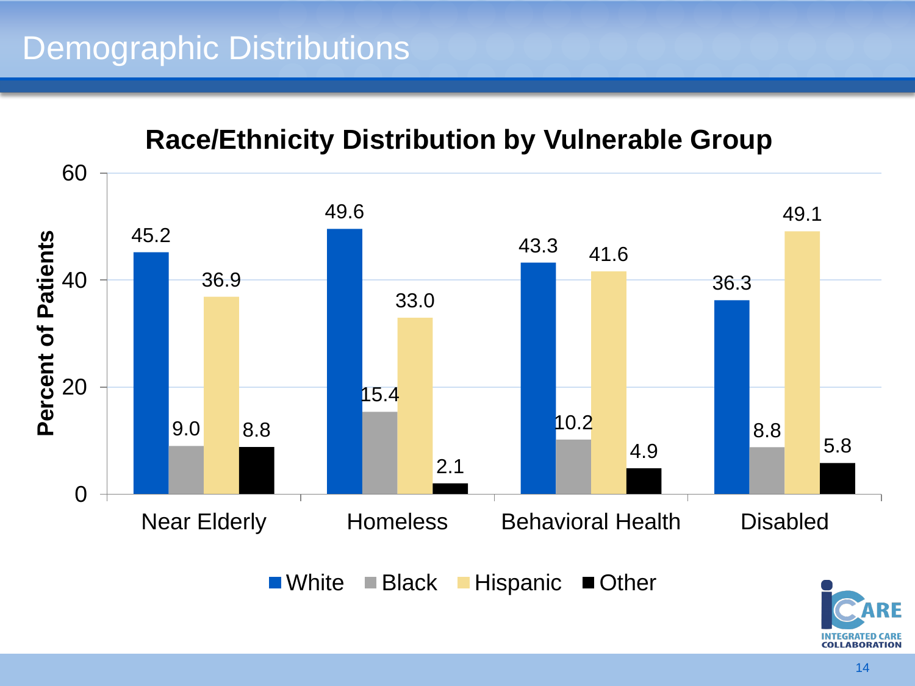# Demographic Distributions

**Race/Ethnicity Distribution by Vulnerable Group**

Percent of Patients

60
40
20
0

45.2
9.0
36.9
8.8

49.6
15.4
33.0
2.1

43.3
10.2
41.6
4.9

36.3
8.8
49.1
5.8

Near Elderly
Homeless
Behavioral Health
Disabled

White
Black
Hispanic
Other

iCARE INTEGRATED CARE COLLABORATION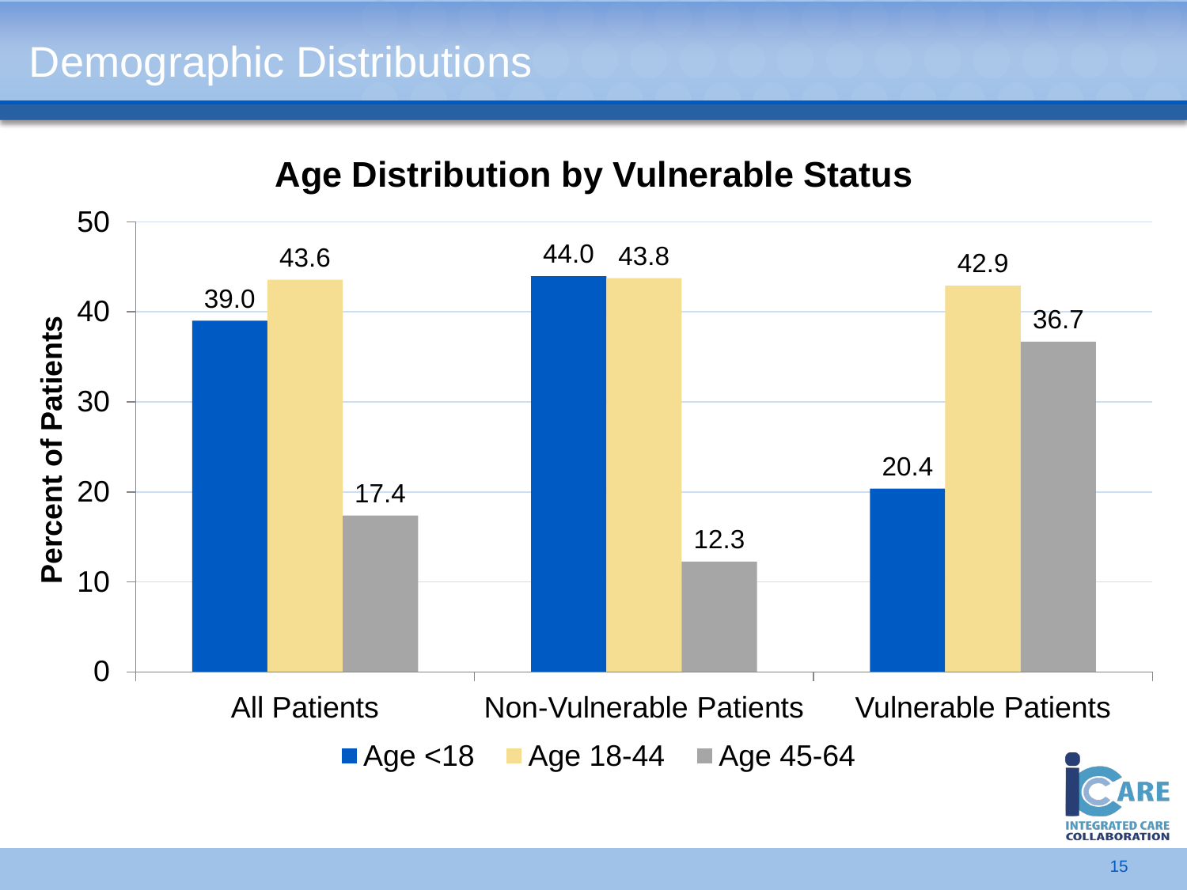# Demographic Distributions

## Age Distribution by Vulnerable Status

| | Age <18 | Age 18-44 | Age 45-64 |
|---|---|---|---|
| All Patients | 39.0 | 43.6 | 17.4 |
| Non-Vulnerable Patients | 44.0 | 43.8 | 12.3 |
| Vulnerable Patients | 20.4 | 42.9 | 36.7 |

Percent of Patients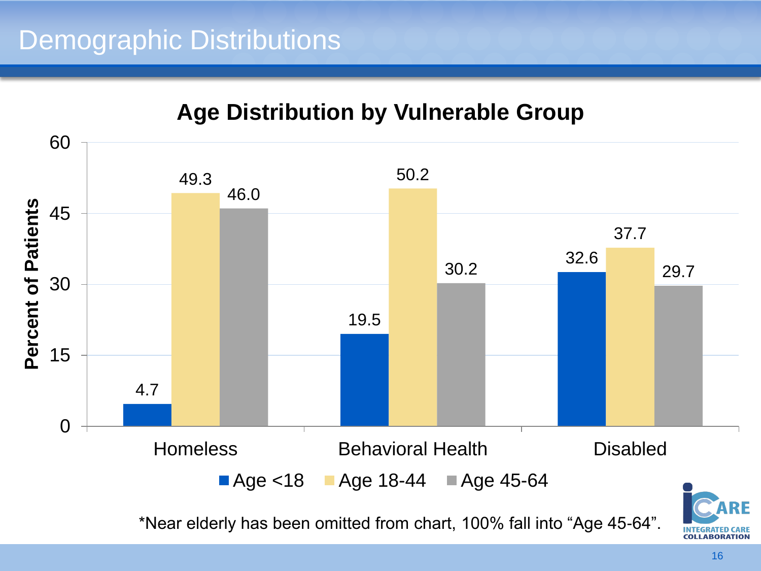# Demographic Distributions

**Age Distribution by Vulnerable Group**

Percent of Patients

60
45
30
15
0

Homeless: 4.7, 49.3, 46.0

Behavioral Health: 19.5, 50.2, 30.2

Disabled: 32.6, 37.7, 29.7

Age <18   Age 18-44   Age 45-64

*Near elderly has been omitted from chart, 100% fall into "Age 45-64".

ICARE INTEGRATED CARE COLLABORATION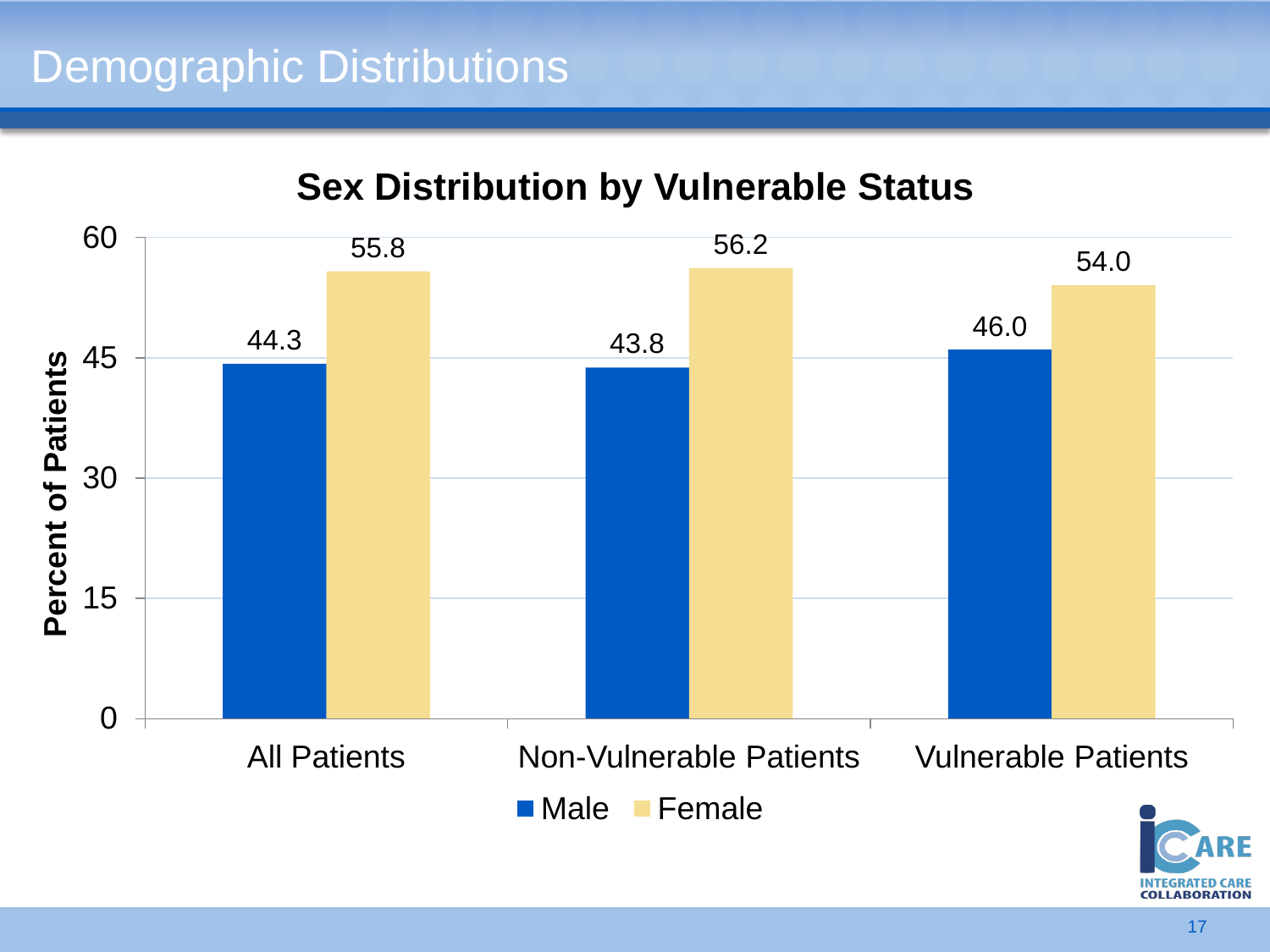# Demographic Distributions

## Sex Distribution by Vulnerable Status

Percent of Patients

60
45
30
15
0

55.8
44.3
56.2
43.8
54.0
46.0

All Patients
Non-Vulnerable Patients
Vulnerable Patients

Male
Female

ICARE
INTEGRATED CARE COLLABORATION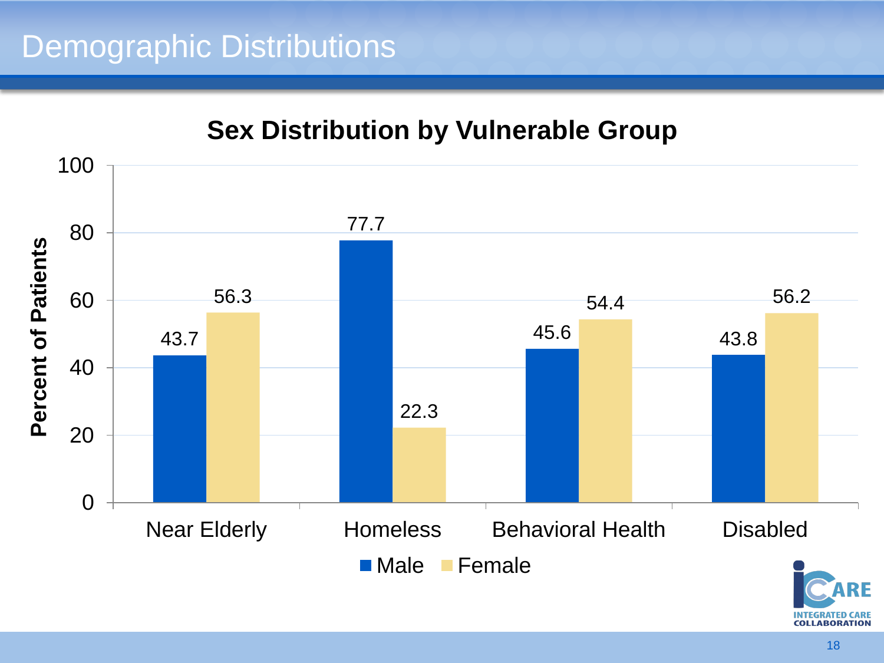# Demographic Distributions

**Sex Distribution by Vulnerable Group**

Percent of Patients

100
80
60
40
20
0

43.7
56.3
77.7
22.3
45.6
54.4
43.8
56.2

Near Elderly
Homeless
Behavioral Health
Disabled

Male
Female

ICARE
INTEGRATED CARE COLLABORATION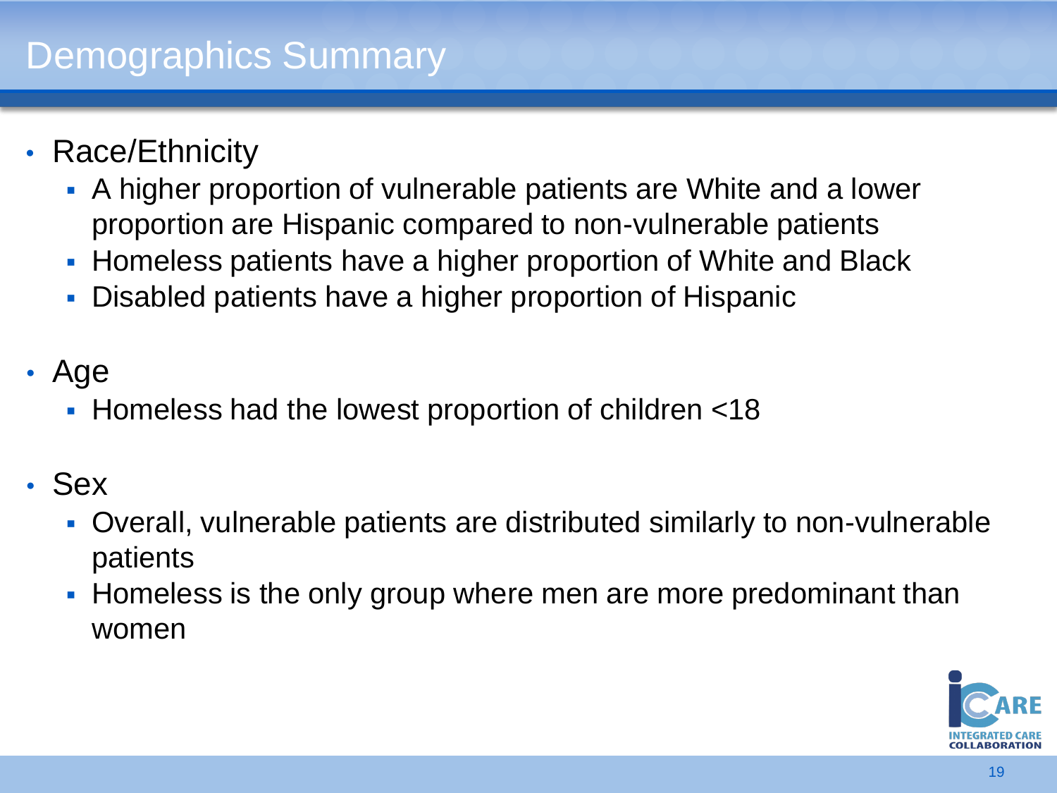# Demographics Summary

- Race/Ethnicity
  - A higher proportion of vulnerable patients are White and a lower proportion are Hispanic compared to non-vulnerable patients
  - Homeless patients have a higher proportion of White and Black
  - Disabled patients have a higher proportion of Hispanic
- Age
  - Homeless had the lowest proportion of children <18
- Sex
  - Overall, vulnerable patients are distributed similarly to non-vulnerable patients
  - Homeless is the only group where men are more predominant than women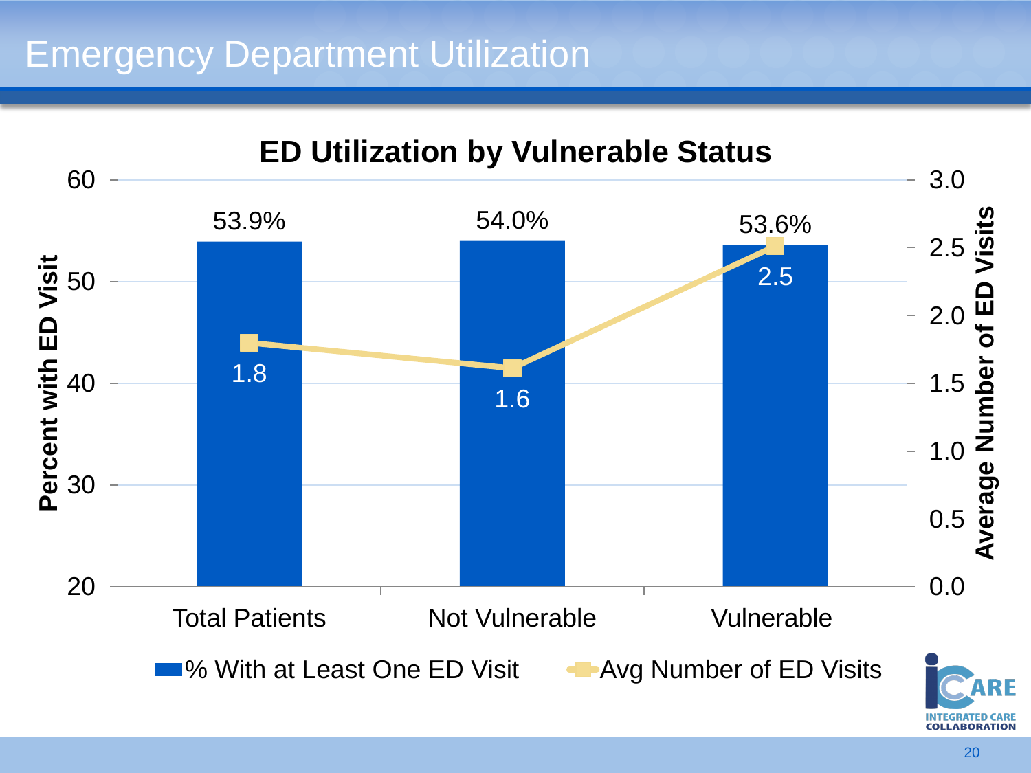# Emergency Department Utilization

## ED Utilization by Vulnerable Status

Percent with ED Visit

60
50
40
30
20

Average Number of ED Visits

3.0
2.5
2.0
1.5
1.0
0.5
0.0

53.9%
54.0%
53.6%

1.8
1.6
2.5

Total Patients
Not Vulnerable
Vulnerable

% With at Least One ED Visit
Avg Number of ED Visits

ICARE
INTEGRATED CARE COLLABORATION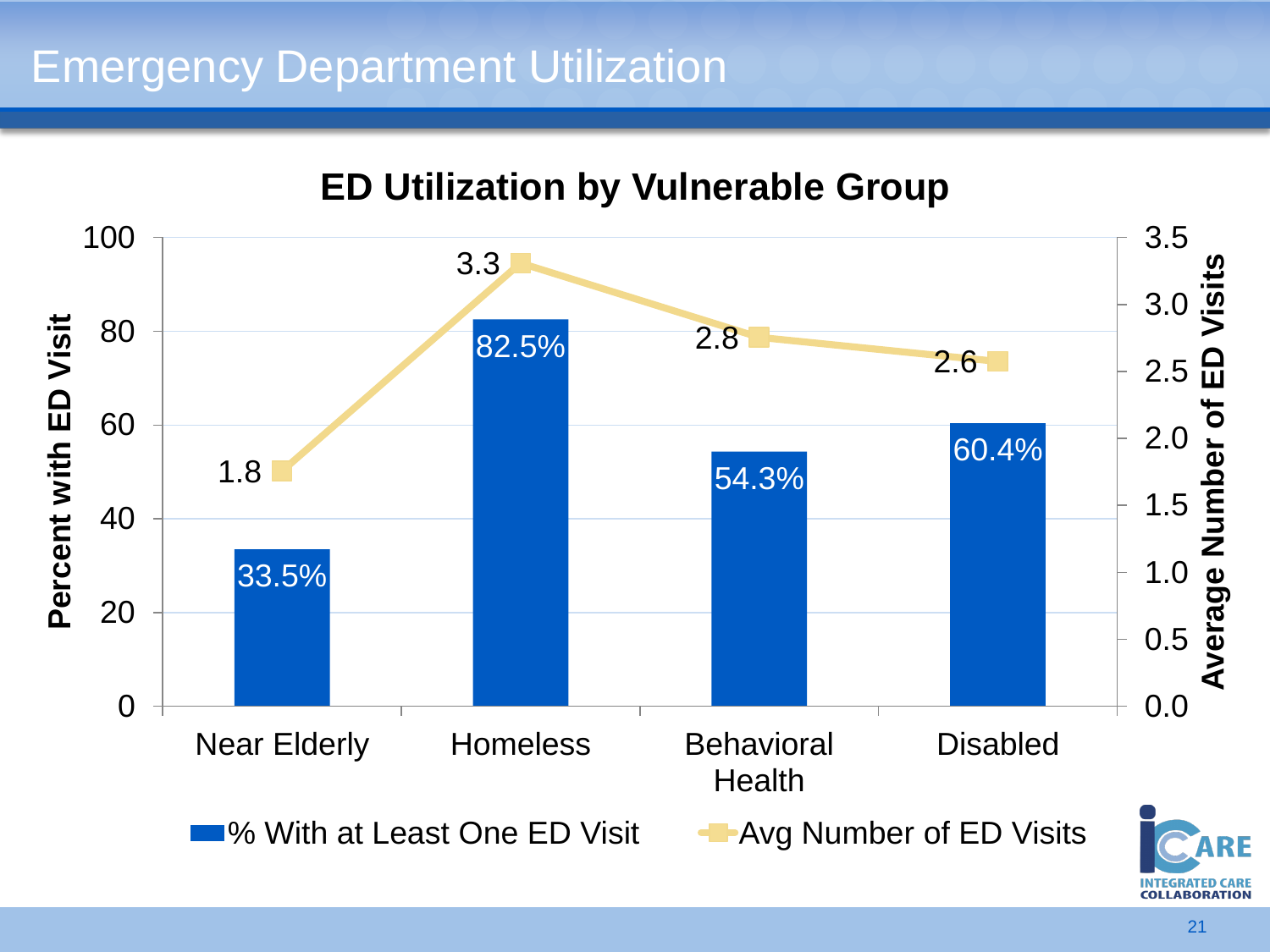# Emergency Department Utilization

**ED Utilization by Vulnerable Group**

Percent with ED Visit

100
80
60
40
20
0

Average Number of ED Visits

3.5
3.0
2.5
2.0
1.5
1.0
0.5
0.0

Near Elderly: 33.5%, 1.8

Homeless: 82.5%, 3.3

Behavioral Health: 54.3%, 2.8

Disabled: 60.4%, 2.6

% With at Least One ED Visit

Avg Number of ED Visits

ICARE
INTEGRATED CARE COLLABORATION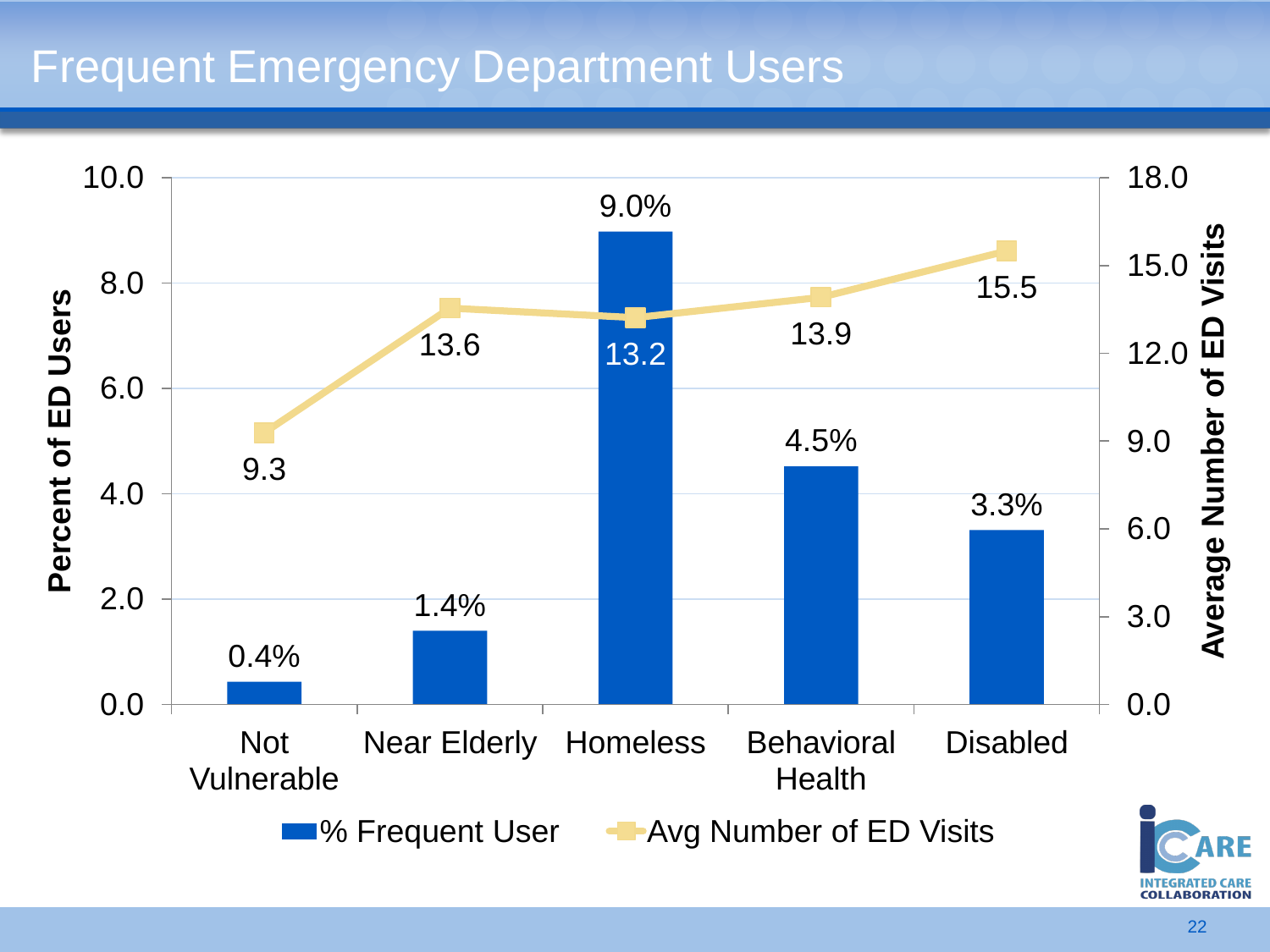# Frequent Emergency Department Users

Percent of ED Users

Average Number of ED Visits

10.0
8.0
6.0
4.0
2.0
0.0

18.0
15.0
12.0
9.0
6.0
3.0
0.0

0.4%
1.4%
9.0%
4.5%
3.3%

9.3
13.6
13.2
13.9
15.5

Not Vulnerable
Near Elderly
Homeless
Behavioral Health
Disabled

% Frequent User
Avg Number of ED Visits

iCARE
INTEGRATED CARE COLLABORATION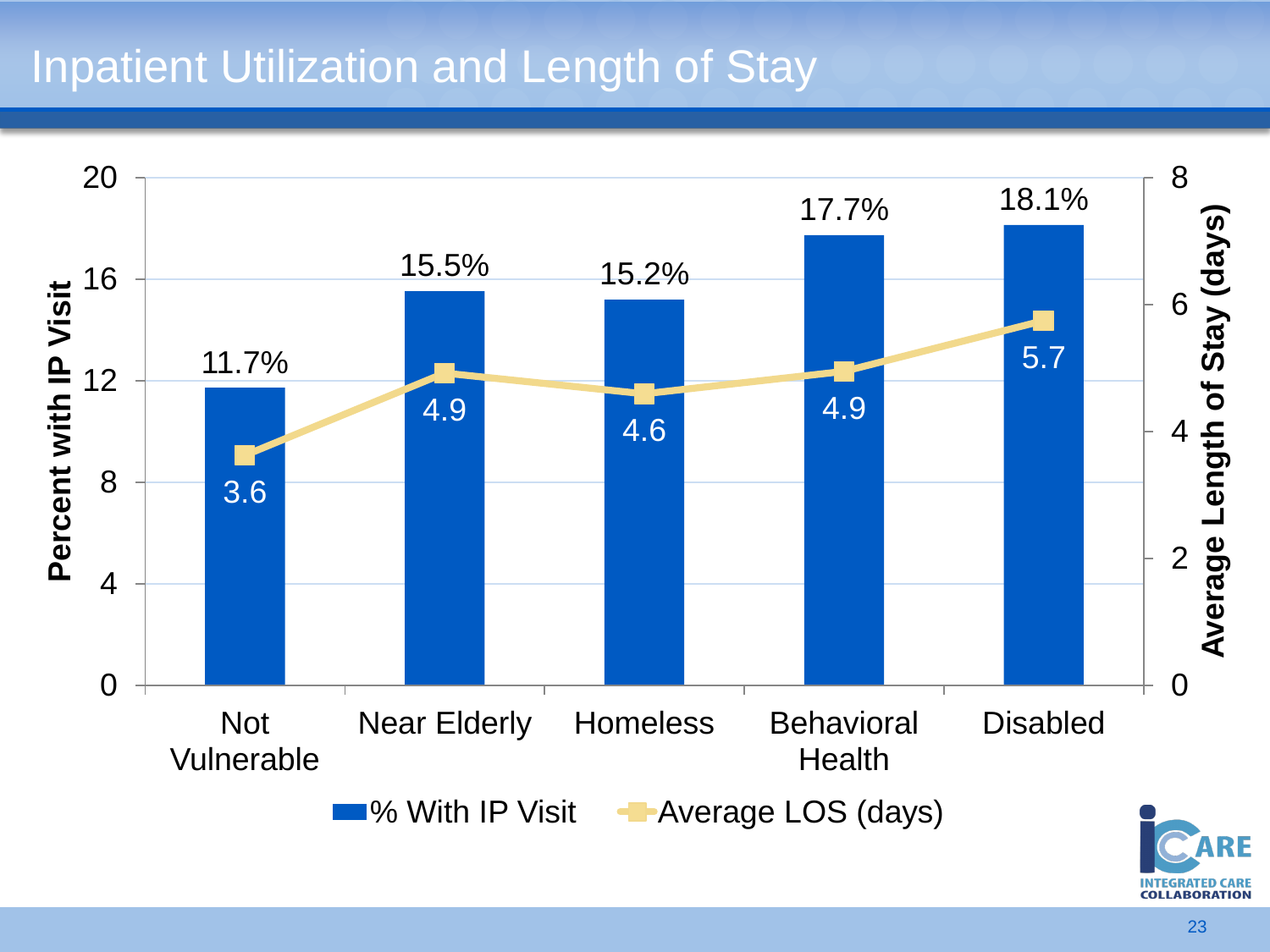# Inpatient Utilization and Length of Stay

Percent with IP Visit

20
16
12
8
4
0

Average Length of Stay (days)

8
6
4
2
0

11.7%
15.5%
15.2%
17.7%
18.1%

3.6
4.9
4.6
4.9
5.7

Not Vulnerable
Near Elderly
Homeless
Behavioral Health
Disabled

% With IP Visit
Average LOS (days)

ICARE
INTEGRATED CARE COLLABORATION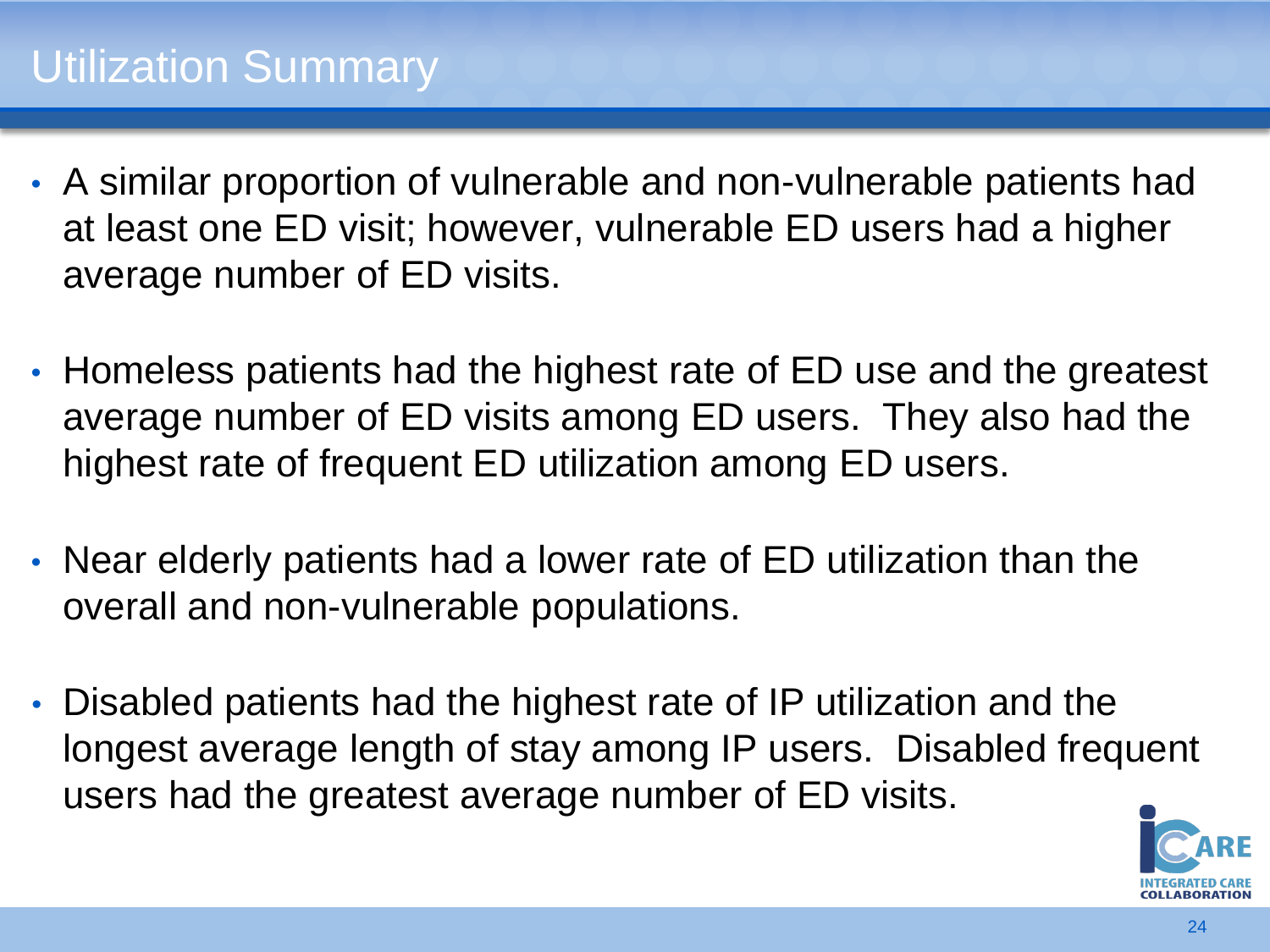# Utilization Summary

- A similar proportion of vulnerable and non-vulnerable patients had at least one ED visit; however, vulnerable ED users had a higher average number of ED visits.
- Homeless patients had the highest rate of ED use and the greatest average number of ED visits among ED users. They also had the highest rate of frequent ED utilization among ED users.
- Near elderly patients had a lower rate of ED utilization than the overall and non-vulnerable populations.
- Disabled patients had the highest rate of IP utilization and the longest average length of stay among IP users. Disabled frequent users had the greatest average number of ED visits.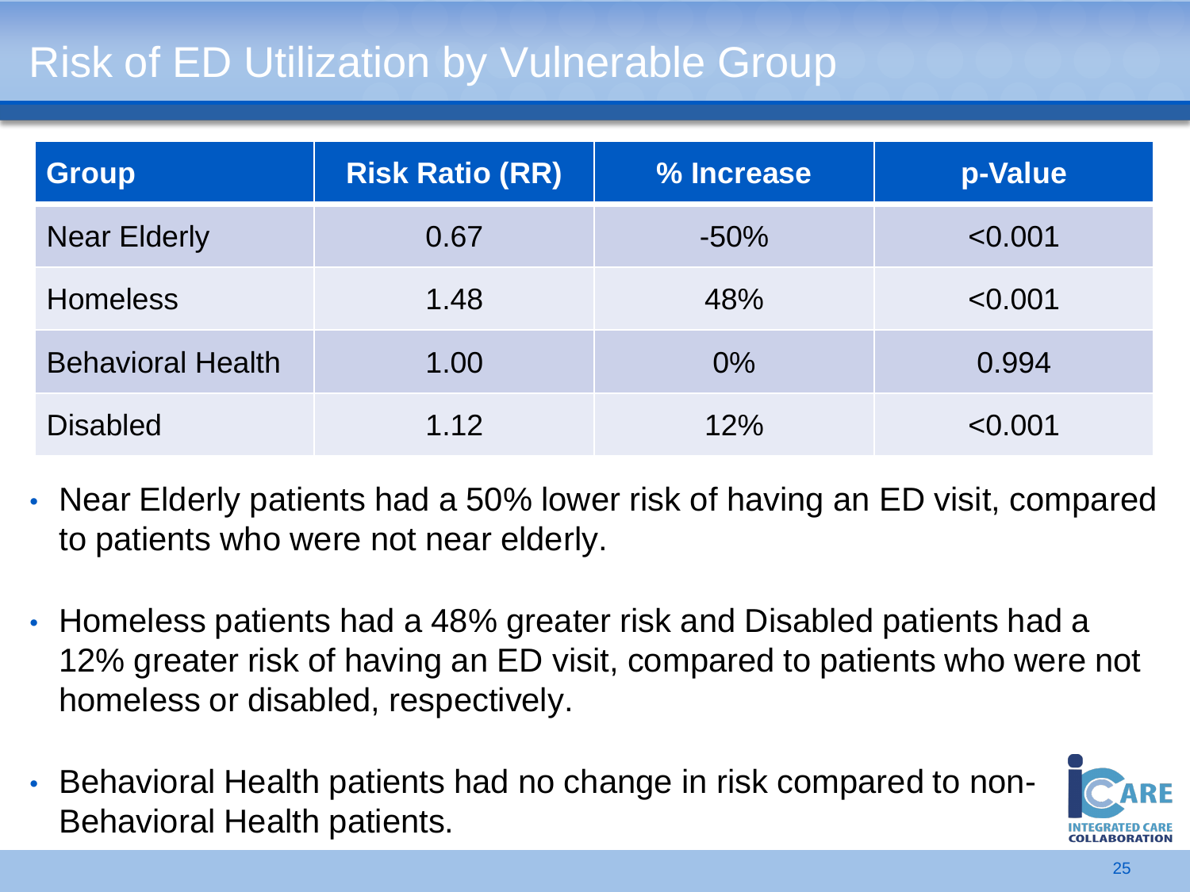# Risk of ED Utilization by Vulnerable Group

| Group | Risk Ratio (RR) | % Increase | p-Value |
|---|---|---|---|
| Near Elderly | 0.67 | -50% | <0.001 |
| Homeless | 1.48 | 48% | <0.001 |
| Behavioral Health | 1.00 | 0% | 0.994 |
| Disabled | 1.12 | 12% | <0.001 |

- Near Elderly patients had a 50% lower risk of having an ED visit, compared to patients who were not near elderly.
- Homeless patients had a 48% greater risk and Disabled patients had a 12% greater risk of having an ED visit, compared to patients who were not homeless or disabled, respectively.
- Behavioral Health patients had no change in risk compared to non-Behavioral Health patients.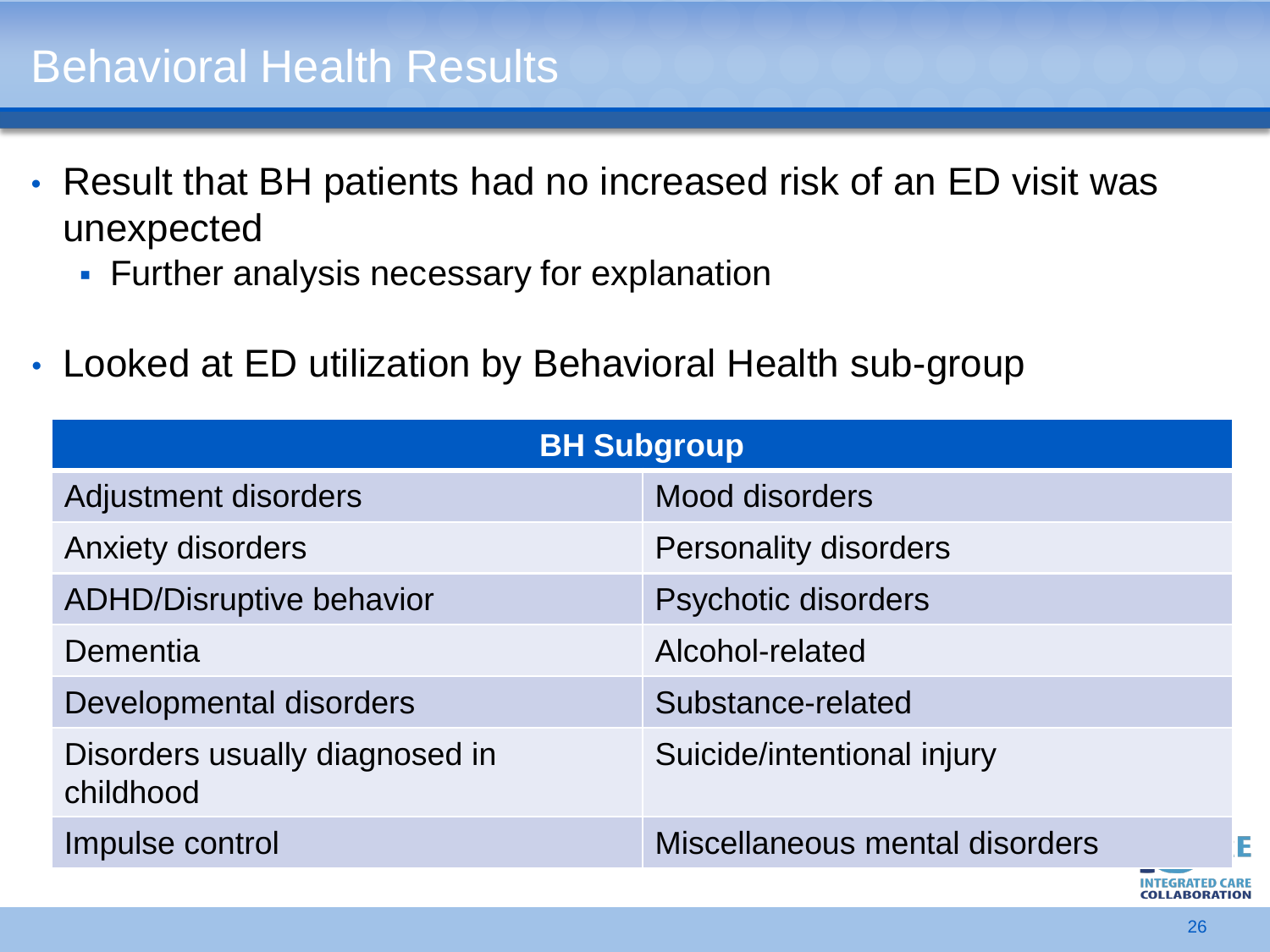# Behavioral Health Results

- Result that BH patients had no increased risk of an ED visit was unexpected
  - Further analysis necessary for explanation
- Looked at ED utilization by Behavioral Health sub-group

| BH Subgroup | |
|---|---|
| Adjustment disorders | Mood disorders |
| Anxiety disorders | Personality disorders |
| ADHD/Disruptive behavior | Psychotic disorders |
| Dementia | Alcohol-related |
| Developmental disorders | Substance-related |
| Disorders usually diagnosed in childhood | Suicide/intentional injury |
| Impulse control | Miscellaneous mental disorders |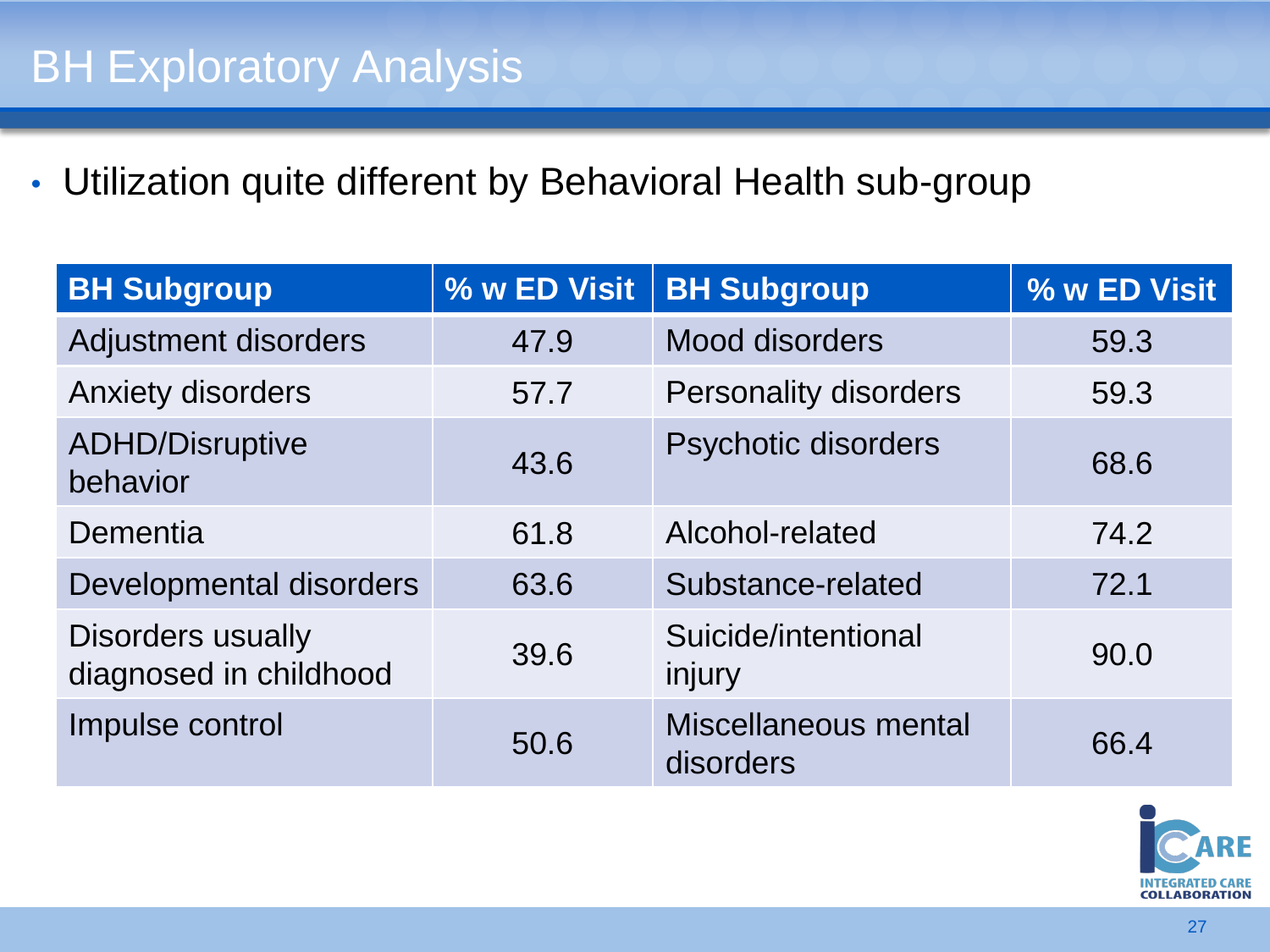# BH Exploratory Analysis

- Utilization quite different by Behavioral Health sub-group

| BH Subgroup | % w ED Visit | BH Subgroup | % w ED Visit |
|---|---|---|---|
| Adjustment disorders | 47.9 | Mood disorders | 59.3 |
| Anxiety disorders | 57.7 | Personality disorders | 59.3 |
| ADHD/Disruptive behavior | 43.6 | Psychotic disorders | 68.6 |
| Dementia | 61.8 | Alcohol-related | 74.2 |
| Developmental disorders | 63.6 | Substance-related | 72.1 |
| Disorders usually diagnosed in childhood | 39.6 | Suicide/intentional injury | 90.0 |
| Impulse control | 50.6 | Miscellaneous mental disorders | 66.4 |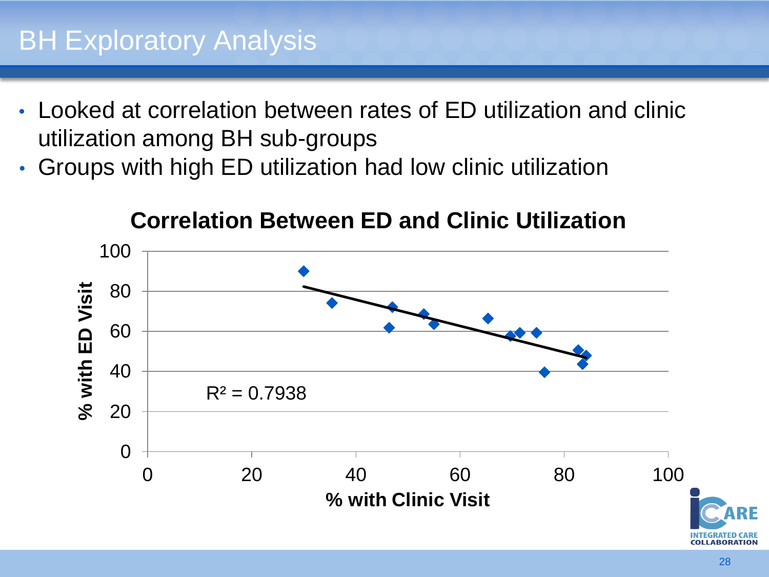# BH Exploratory Analysis

- Looked at correlation between rates of ED utilization and clinic utilization among BH sub-groups
- Groups with high ED utilization had low clinic utilization

**Correlation Between ED and Clinic Utilization**

100
80
60
40
20
0

% with ED Visit

$R^2 = 0.7938$

0 20 40 60 80 100

% with Clinic Visit

ICARE INTEGRATED CARE COLLABORATION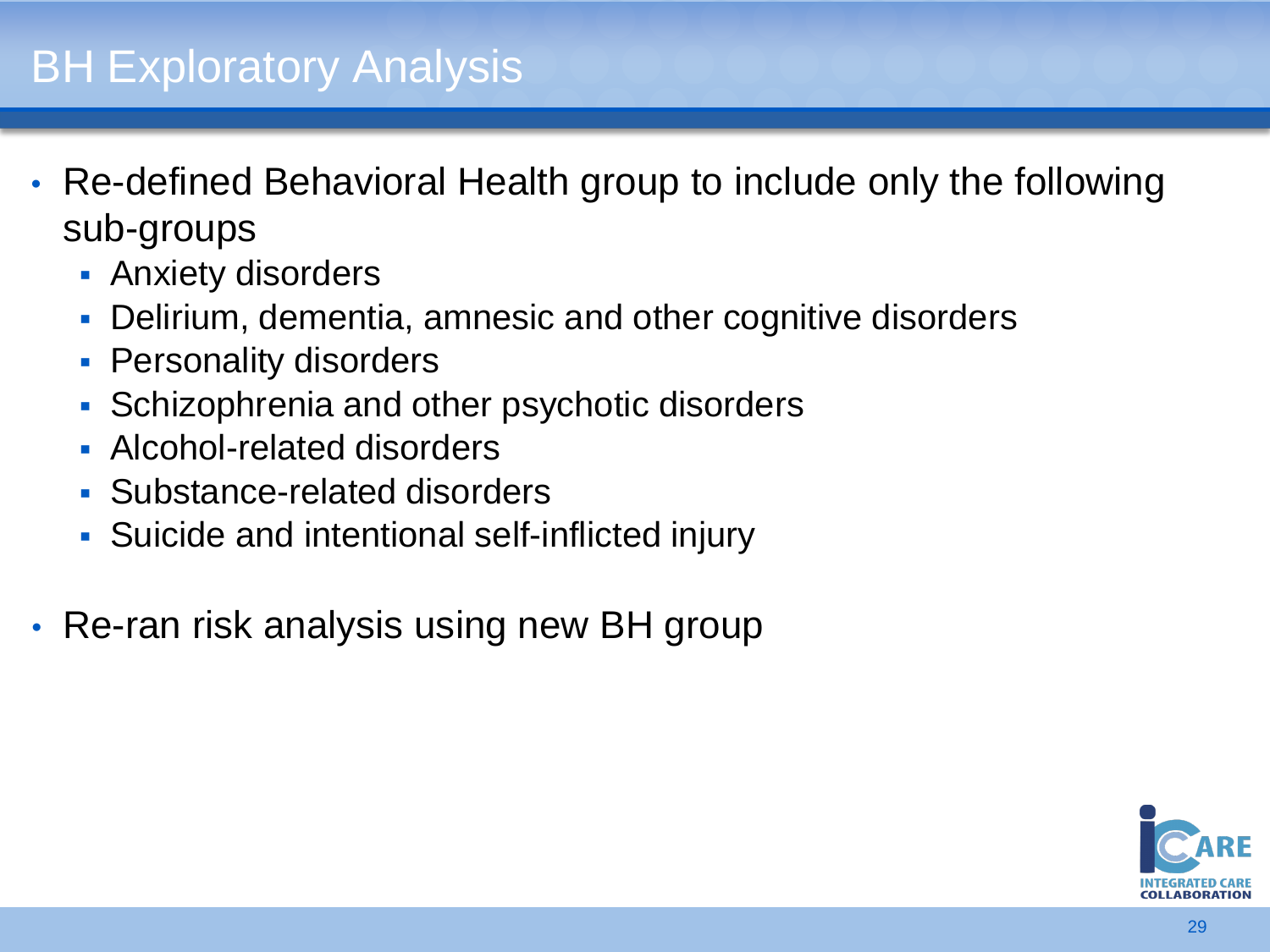# BH Exploratory Analysis

- Re-defined Behavioral Health group to include only the following sub-groups
  - Anxiety disorders
  - Delirium, dementia, amnesic and other cognitive disorders
  - Personality disorders
  - Schizophrenia and other psychotic disorders
  - Alcohol-related disorders
  - Substance-related disorders
  - Suicide and intentional self-inflicted injury
- Re-ran risk analysis using new BH group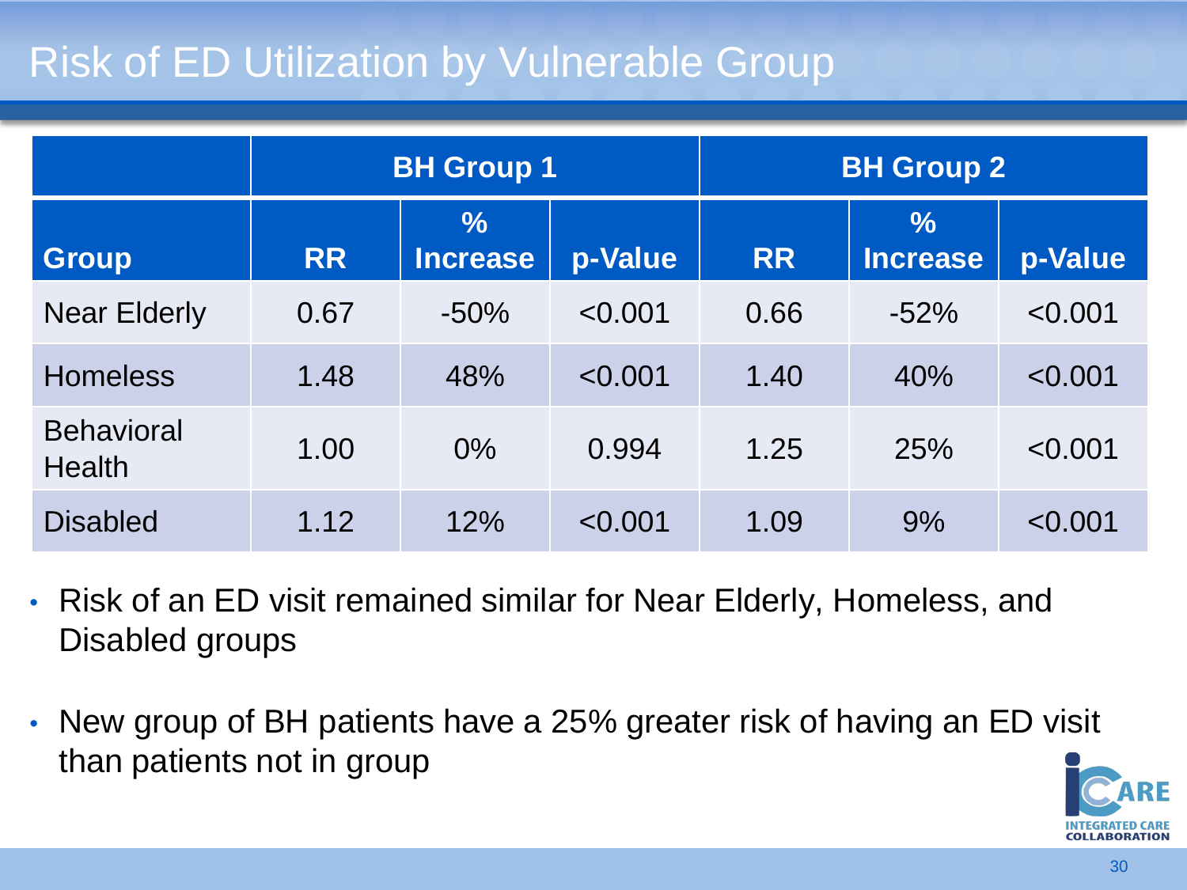# Risk of ED Utilization by Vulnerable Group

| | BH Group 1 | | | BH Group 2 | | |
|---|---|---|---|---|---|---|
| Group | RR | % Increase | p-Value | RR | % Increase | p-Value |
| Near Elderly | 0.67 | -50% | <0.001 | 0.66 | -52% | <0.001 |
| Homeless | 1.48 | 48% | <0.001 | 1.40 | 40% | <0.001 |
| Behavioral Health | 1.00 | 0% | 0.994 | 1.25 | 25% | <0.001 |
| Disabled | 1.12 | 12% | <0.001 | 1.09 | 9% | <0.001 |

- Risk of an ED visit remained similar for Near Elderly, Homeless, and Disabled groups
- New group of BH patients have a 25% greater risk of having an ED visit than patients not in group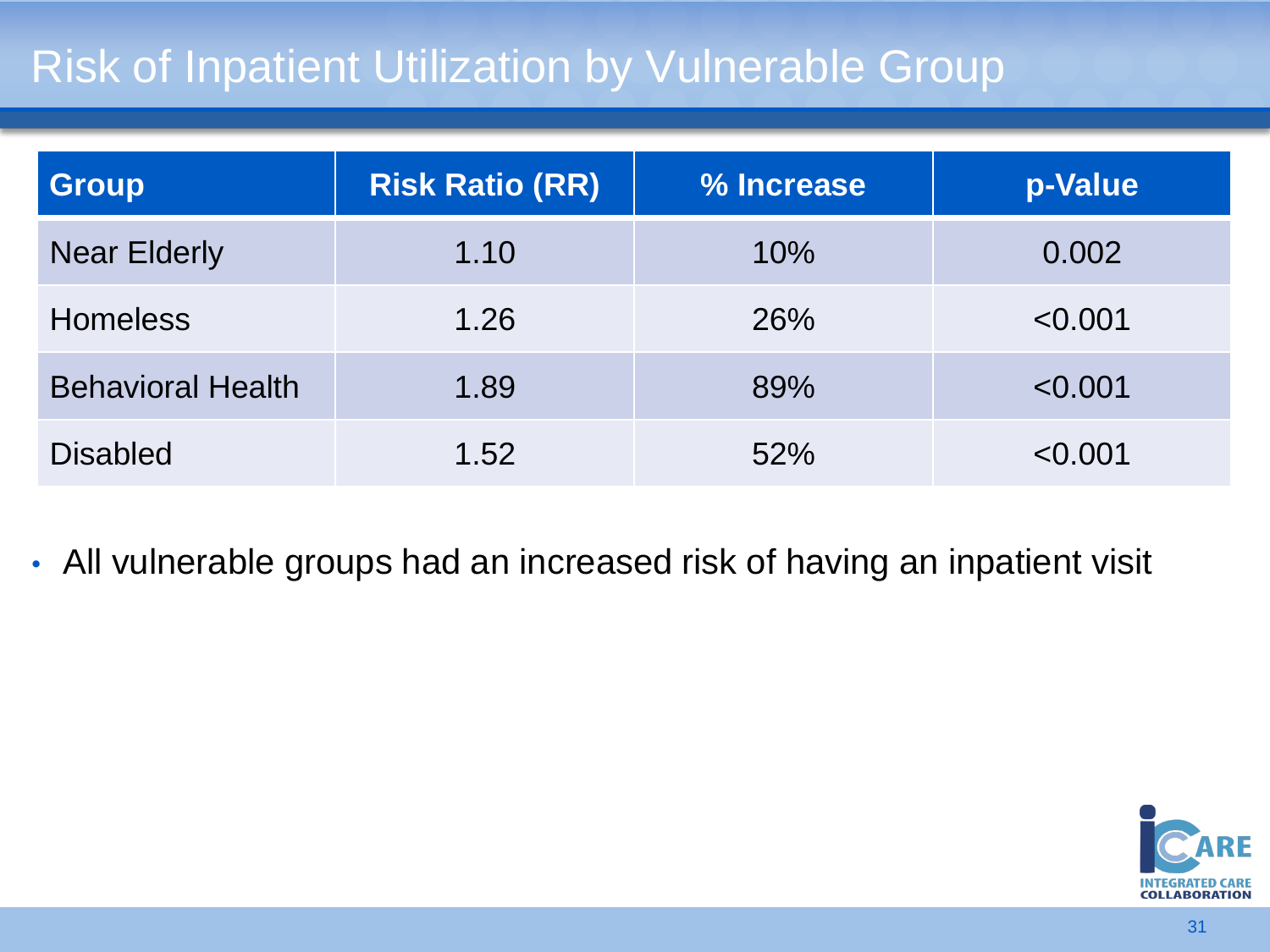# Risk of Inpatient Utilization by Vulnerable Group

| Group | Risk Ratio (RR) | % Increase | p-Value |
|---|---|---|---|
| Near Elderly | 1.10 | 10% | 0.002 |
| Homeless | 1.26 | 26% | <0.001 |
| Behavioral Health | 1.89 | 89% | <0.001 |
| Disabled | 1.52 | 52% | <0.001 |

- All vulnerable groups had an increased risk of having an inpatient visit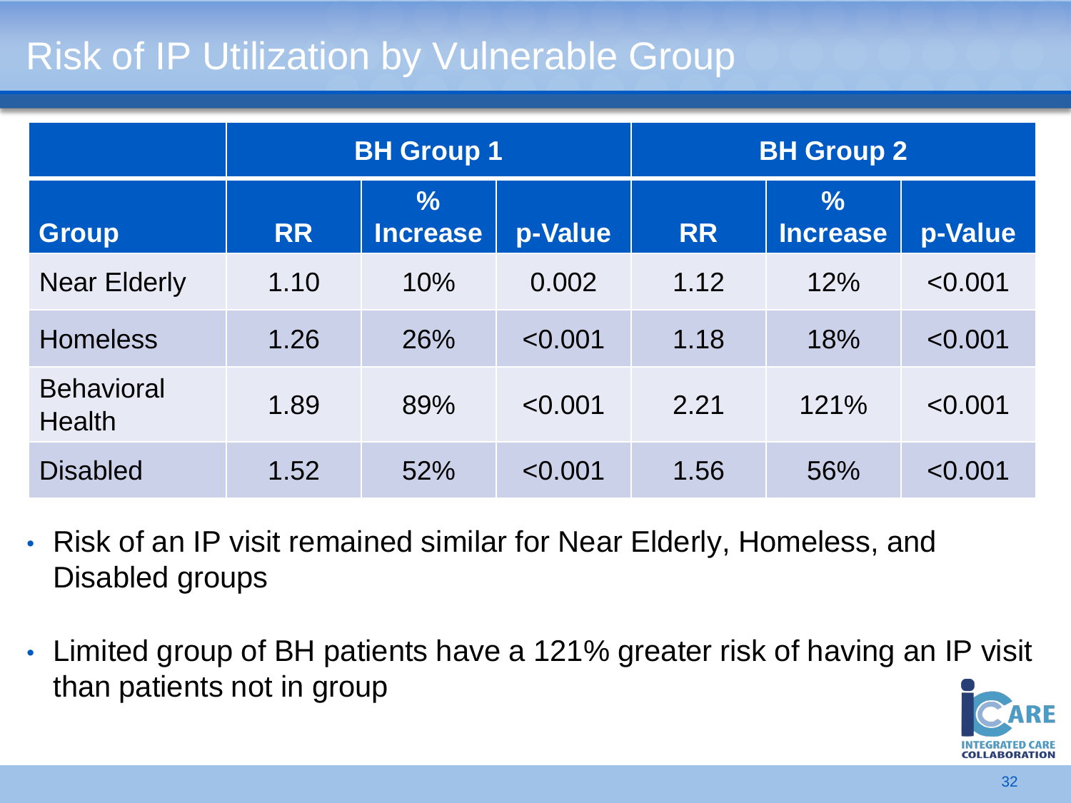# Risk of IP Utilization by Vulnerable Group

| | BH Group 1 | | | BH Group 2 | | |
|---|---|---|---|---|---|---|
| **Group** | **RR** | **% Increase** | **p-Value** | **RR** | **% Increase** | **p-Value** |
| Near Elderly | 1.10 | 10% | 0.002 | 1.12 | 12% | <0.001 |
| Homeless | 1.26 | 26% | <0.001 | 1.18 | 18% | <0.001 |
| Behavioral Health | 1.89 | 89% | <0.001 | 2.21 | 121% | <0.001 |
| Disabled | 1.52 | 52% | <0.001 | 1.56 | 56% | <0.001 |

- Risk of an IP visit remained similar for Near Elderly, Homeless, and Disabled groups
- Limited group of BH patients have a 121% greater risk of having an IP visit than patients not in group

iCARE INTEGRATED CARE COLLABORATION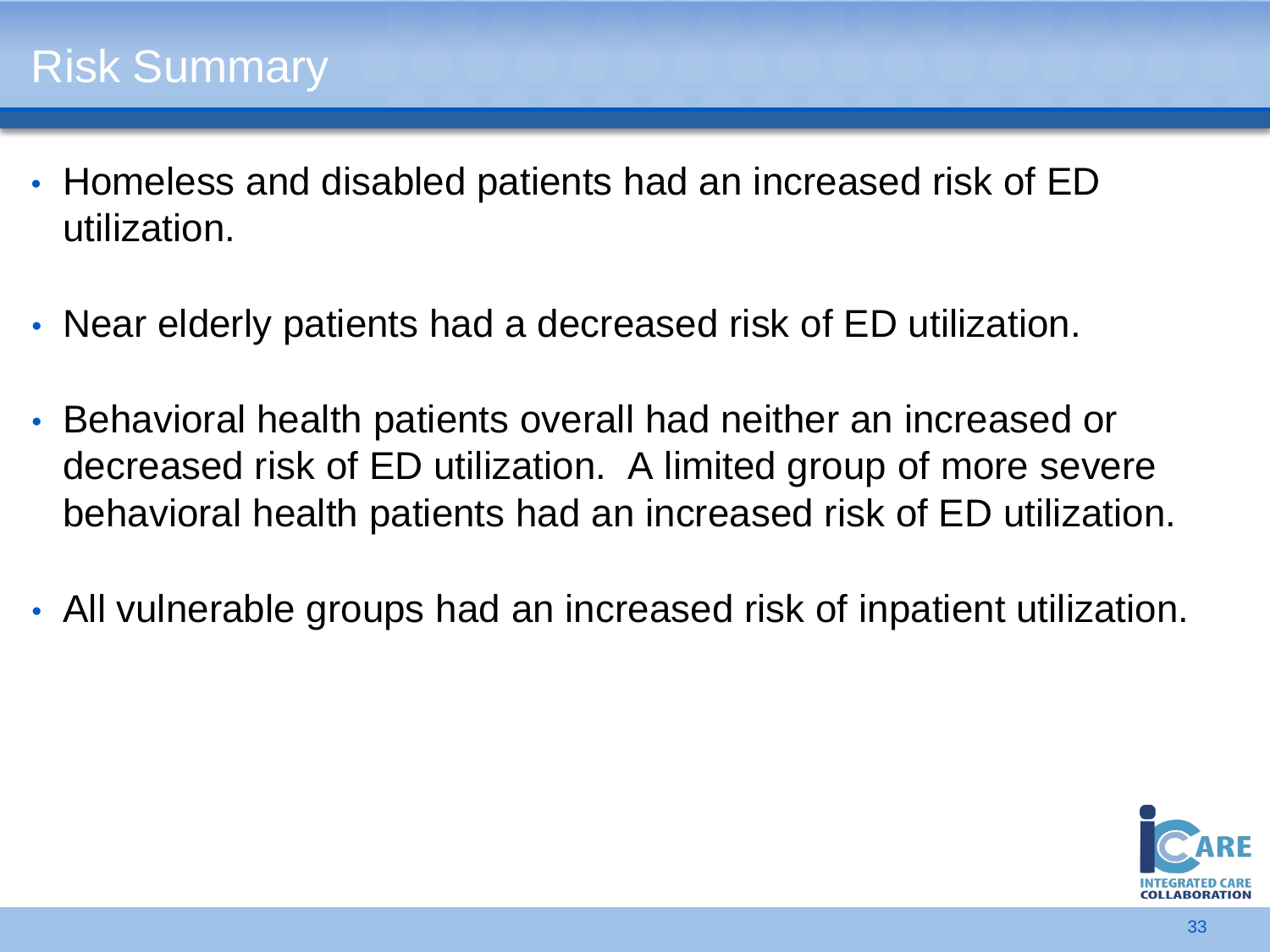# Risk Summary

- Homeless and disabled patients had an increased risk of ED utilization.
- Near elderly patients had a decreased risk of ED utilization.
- Behavioral health patients overall had neither an increased or decreased risk of ED utilization. A limited group of more severe behavioral health patients had an increased risk of ED utilization.
- All vulnerable groups had an increased risk of inpatient utilization.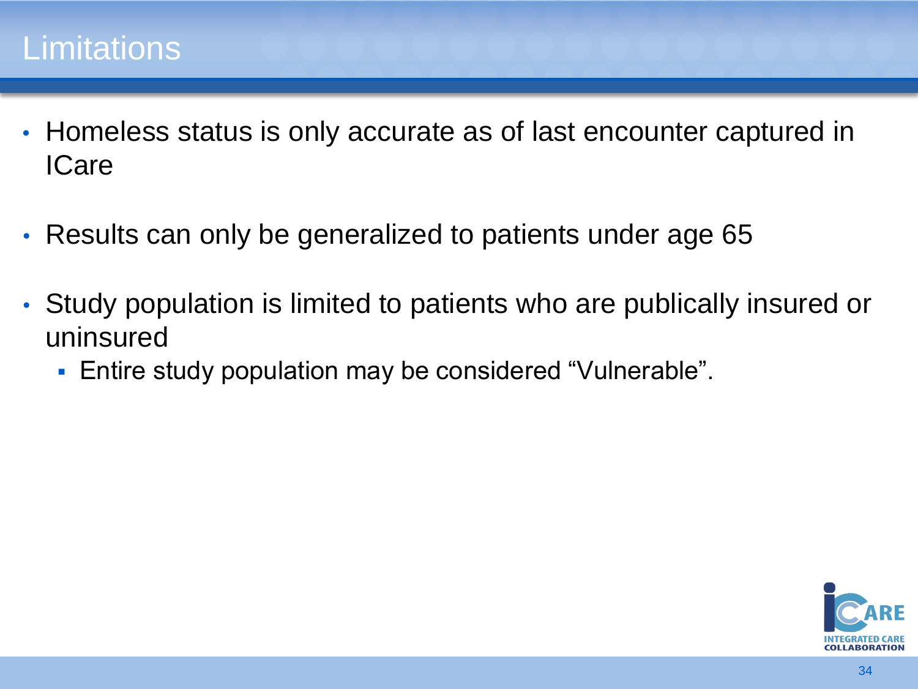# Limitations

- Homeless status is only accurate as of last encounter captured in ICare
- Results can only be generalized to patients under age 65
- Study population is limited to patients who are publically insured or uninsured
  - Entire study population may be considered “Vulnerable”.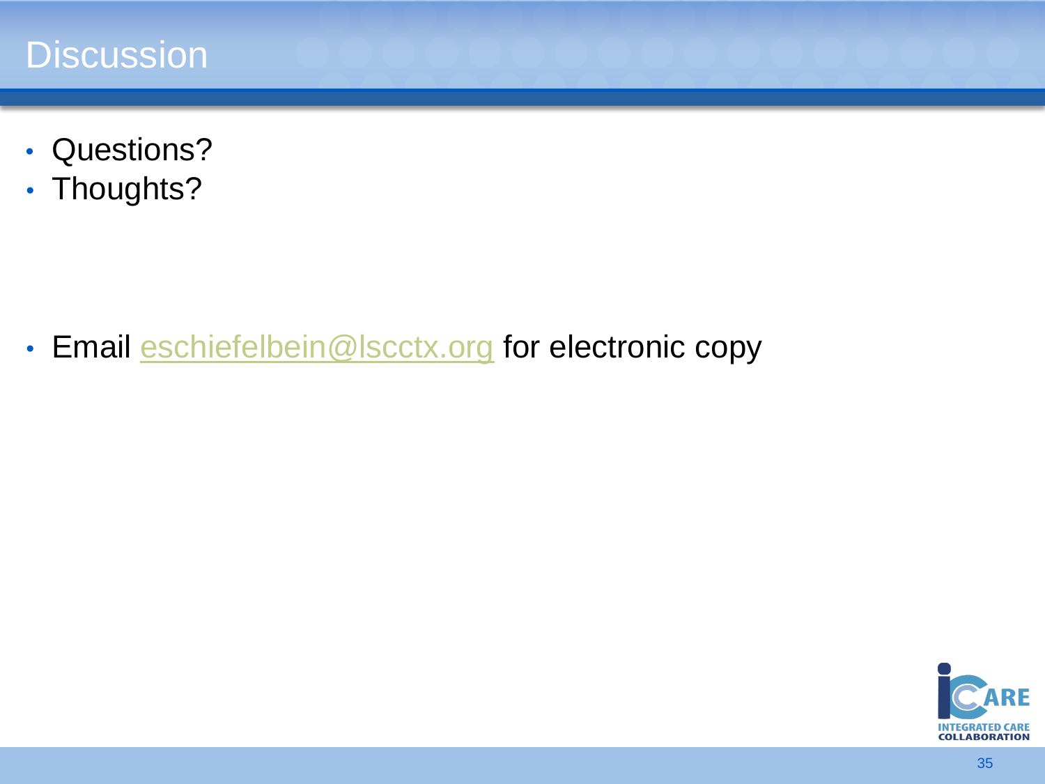# Discussion

- Questions?
- Thoughts?

- Email eschiefelbein@lscctx.org for electronic copy